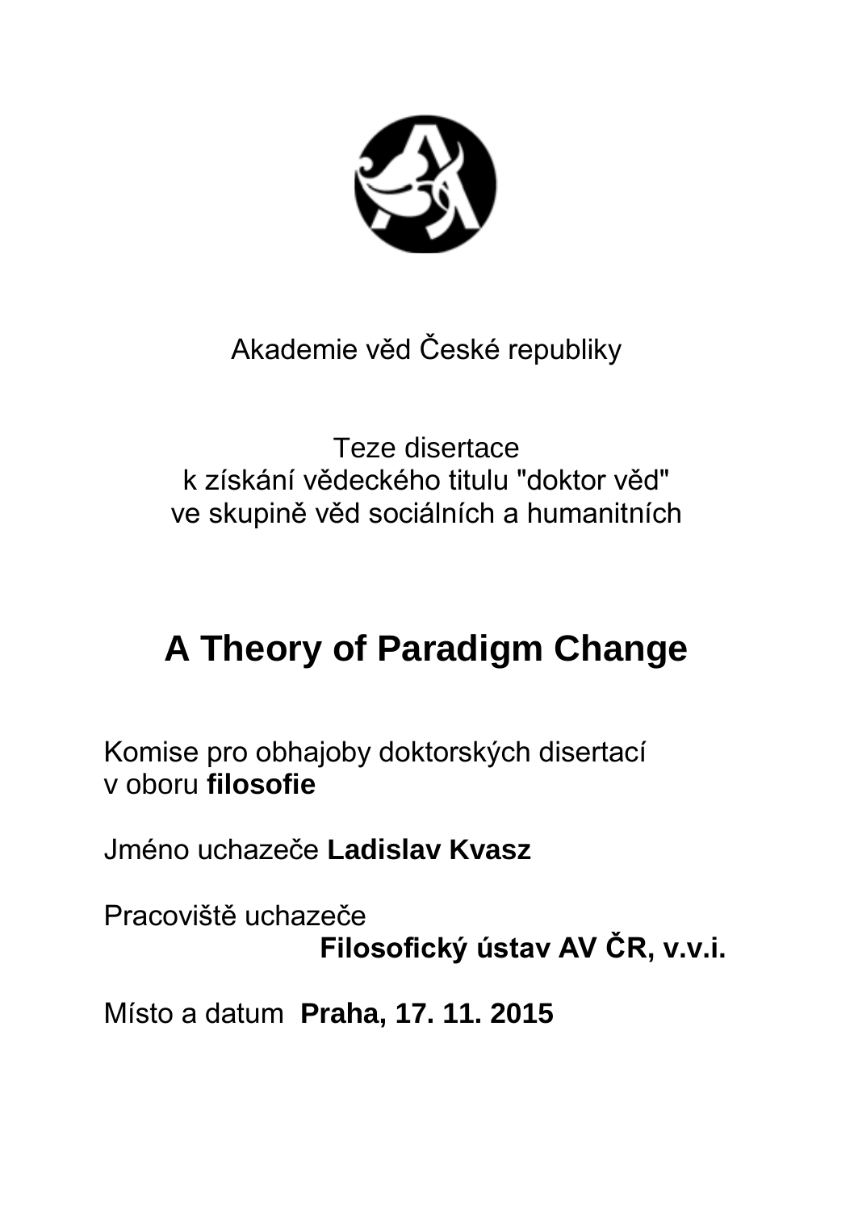Akademie věd České republiky

Teze disertace
k získání vědeckého titulu "doktor věd"
ve skupině věd sociálních a humanitních

# A Theory of Paradigm Change

Komise pro obhajoby doktorských disertací
v oboru **filosofie**

Jméno uchazeče **Ladislav Kvasz**

Pracoviště uchazeče
**Filosofický ústav AV ČR, v.v.i.**

Místo a datum **Praha, 17. 11. 2015**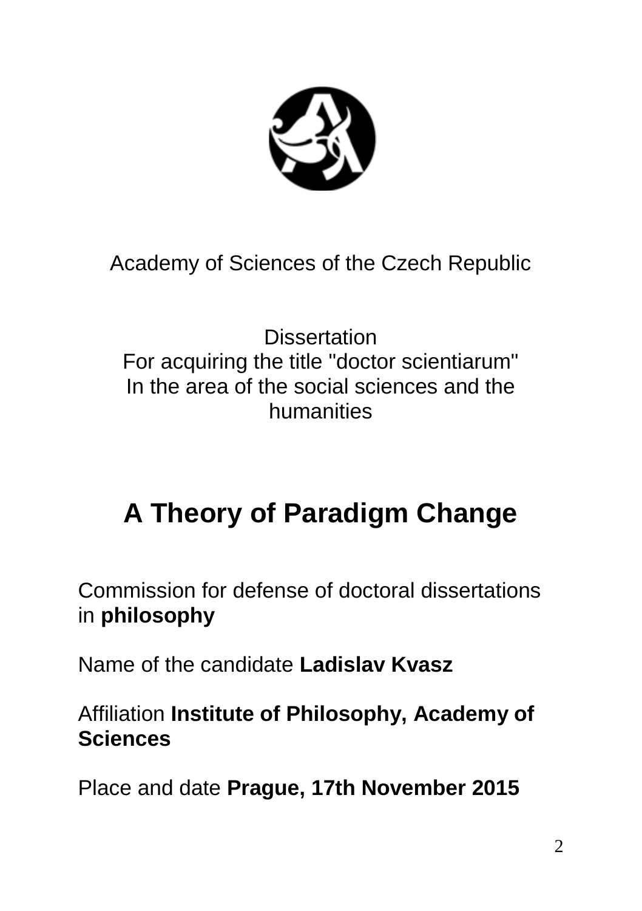Academy of Sciences of the Czech Republic

Dissertation
For acquiring the title "doctor scientiarum"
In the area of the social sciences and the humanities

# A Theory of Paradigm Change

Commission for defense of doctoral dissertations in **philosophy**

Name of the candidate **Ladislav Kvasz**

Affiliation **Institute of Philosophy, Academy of Sciences**

Place and date **Prague, 17th November 2015**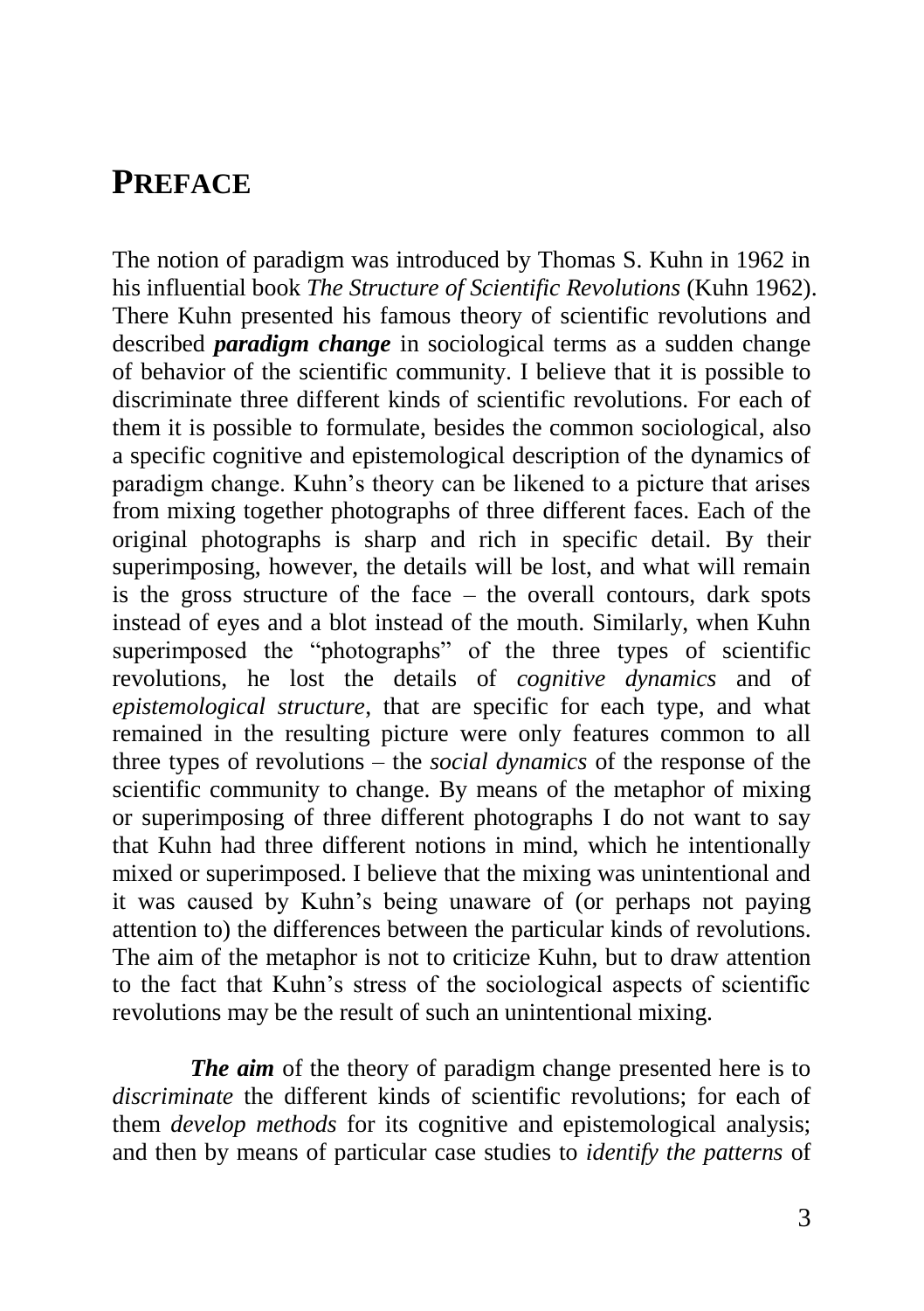# PREFACE

The notion of paradigm was introduced by Thomas S. Kuhn in 1962 in his influential book *The Structure of Scientific Revolutions* (Kuhn 1962). There Kuhn presented his famous theory of scientific revolutions and described ***paradigm change*** in sociological terms as a sudden change of behavior of the scientific community. I believe that it is possible to discriminate three different kinds of scientific revolutions. For each of them it is possible to formulate, besides the common sociological, also a specific cognitive and epistemological description of the dynamics of paradigm change. Kuhn's theory can be likened to a picture that arises from mixing together photographs of three different faces. Each of the original photographs is sharp and rich in specific detail. By their superimposing, however, the details will be lost, and what will remain is the gross structure of the face – the overall contours, dark spots instead of eyes and a blot instead of the mouth. Similarly, when Kuhn superimposed the "photographs" of the three types of scientific revolutions, he lost the details of *cognitive dynamics* and of *epistemological structure*, that are specific for each type, and what remained in the resulting picture were only features common to all three types of revolutions – the *social dynamics* of the response of the scientific community to change. By means of the metaphor of mixing or superimposing of three different photographs I do not want to say that Kuhn had three different notions in mind, which he intentionally mixed or superimposed. I believe that the mixing was unintentional and it was caused by Kuhn's being unaware of (or perhaps not paying attention to) the differences between the particular kinds of revolutions. The aim of the metaphor is not to criticize Kuhn, but to draw attention to the fact that Kuhn's stress of the sociological aspects of scientific revolutions may be the result of such an unintentional mixing.

***The aim*** of the theory of paradigm change presented here is to *discriminate* the different kinds of scientific revolutions; for each of them *develop methods* for its cognitive and epistemological analysis; and then by means of particular case studies to *identify the patterns* of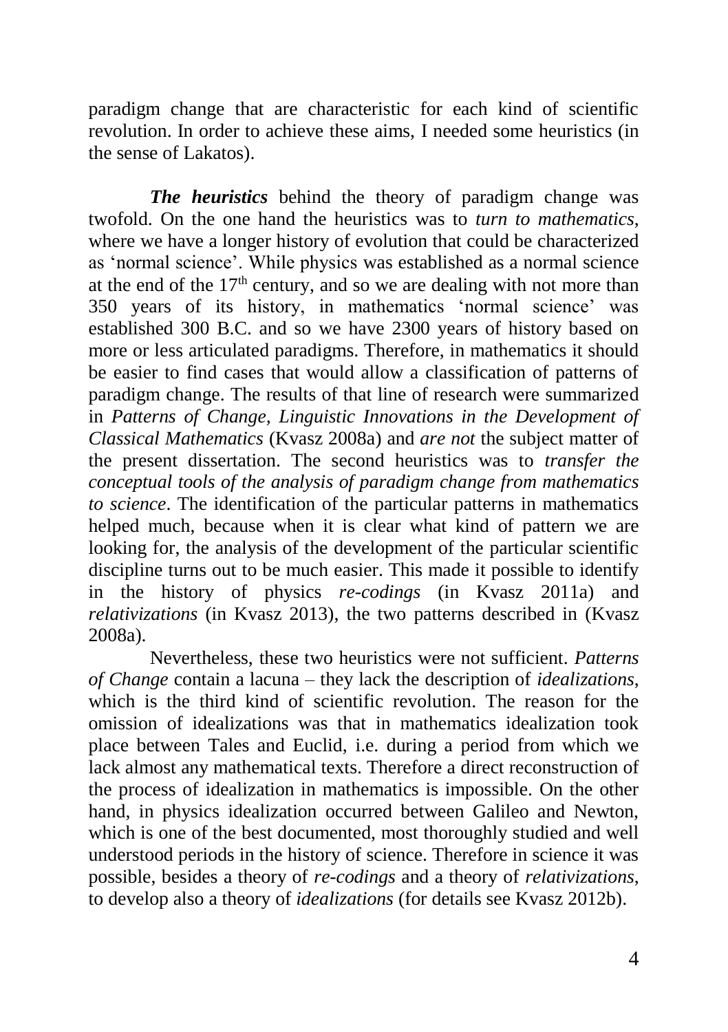paradigm change that are characteristic for each kind of scientific revolution. In order to achieve these aims, I needed some heuristics (in the sense of Lakatos).

***The heuristics*** behind the theory of paradigm change was twofold. On the one hand the heuristics was to *turn to mathematics*, where we have a longer history of evolution that could be characterized as 'normal science'. While physics was established as a normal science at the end of the $17^{th}$ century, and so we are dealing with not more than 350 years of its history, in mathematics 'normal science' was established 300 B.C. and so we have 2300 years of history based on more or less articulated paradigms. Therefore, in mathematics it should be easier to find cases that would allow a classification of patterns of paradigm change. The results of that line of research were summarized in *Patterns of Change, Linguistic Innovations in the Development of Classical Mathematics* (Kvasz 2008a) and *are not* the subject matter of the present dissertation. The second heuristics was to *transfer the conceptual tools of the analysis of paradigm change from mathematics to science*. The identification of the particular patterns in mathematics helped much, because when it is clear what kind of pattern we are looking for, the analysis of the development of the particular scientific discipline turns out to be much easier. This made it possible to identify in the history of physics *re-codings* (in Kvasz 2011a) and *relativizations* (in Kvasz 2013), the two patterns described in (Kvasz 2008a).

Nevertheless, these two heuristics were not sufficient. *Patterns of Change* contain a lacuna – they lack the description of *idealizations*, which is the third kind of scientific revolution. The reason for the omission of idealizations was that in mathematics idealization took place between Tales and Euclid, i.e. during a period from which we lack almost any mathematical texts. Therefore a direct reconstruction of the process of idealization in mathematics is impossible. On the other hand, in physics idealization occurred between Galileo and Newton, which is one of the best documented, most thoroughly studied and well understood periods in the history of science. Therefore in science it was possible, besides a theory of *re-codings* and a theory of *relativizations*, to develop also a theory of *idealizations* (for details see Kvasz 2012b).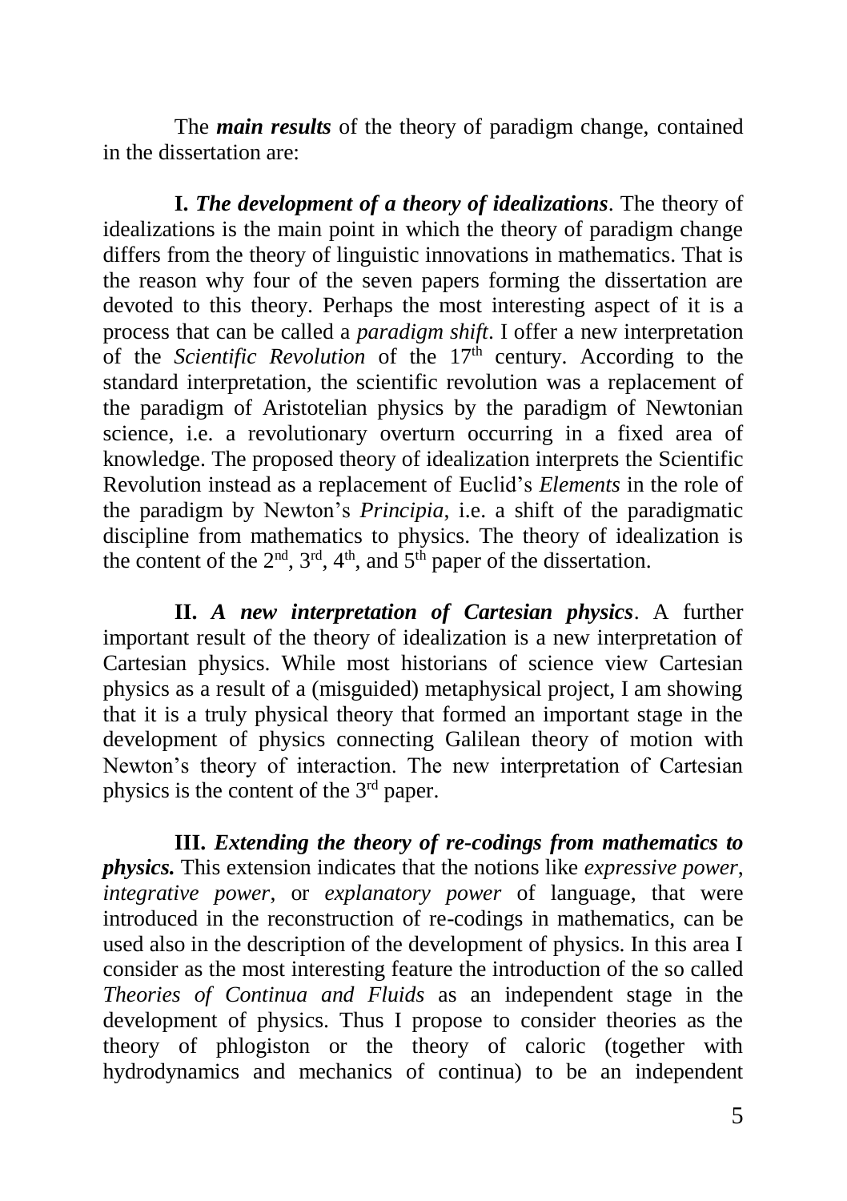The ***main results*** of the theory of paradigm change, contained in the dissertation are:

**I.** ***The development of a theory of idealizations***. The theory of idealizations is the main point in which the theory of paradigm change differs from the theory of linguistic innovations in mathematics. That is the reason why four of the seven papers forming the dissertation are devoted to this theory. Perhaps the most interesting aspect of it is a process that can be called a *paradigm shift*. I offer a new interpretation of the *Scientific Revolution* of the 17th century. According to the standard interpretation, the scientific revolution was a replacement of the paradigm of Aristotelian physics by the paradigm of Newtonian science, i.e. a revolutionary overturn occurring in a fixed area of knowledge. The proposed theory of idealization interprets the Scientific Revolution instead as a replacement of Euclid's *Elements* in the role of the paradigm by Newton's *Principia*, i.e. a shift of the paradigmatic discipline from mathematics to physics. The theory of idealization is the content of the 2nd, 3rd, 4th, and 5th paper of the dissertation.

**II.** ***A new interpretation of Cartesian physics***. A further important result of the theory of idealization is a new interpretation of Cartesian physics. While most historians of science view Cartesian physics as a result of a (misguided) metaphysical project, I am showing that it is a truly physical theory that formed an important stage in the development of physics connecting Galilean theory of motion with Newton's theory of interaction. The new interpretation of Cartesian physics is the content of the 3rd paper.

**III.** ***Extending the theory of re-codings from mathematics to physics.*** This extension indicates that the notions like *expressive power*, *integrative power*, or *explanatory power* of language, that were introduced in the reconstruction of re-codings in mathematics, can be used also in the description of the development of physics. In this area I consider as the most interesting feature the introduction of the so called *Theories of Continua and Fluids* as an independent stage in the development of physics. Thus I propose to consider theories as the theory of phlogiston or the theory of caloric (together with hydrodynamics and mechanics of continua) to be an independent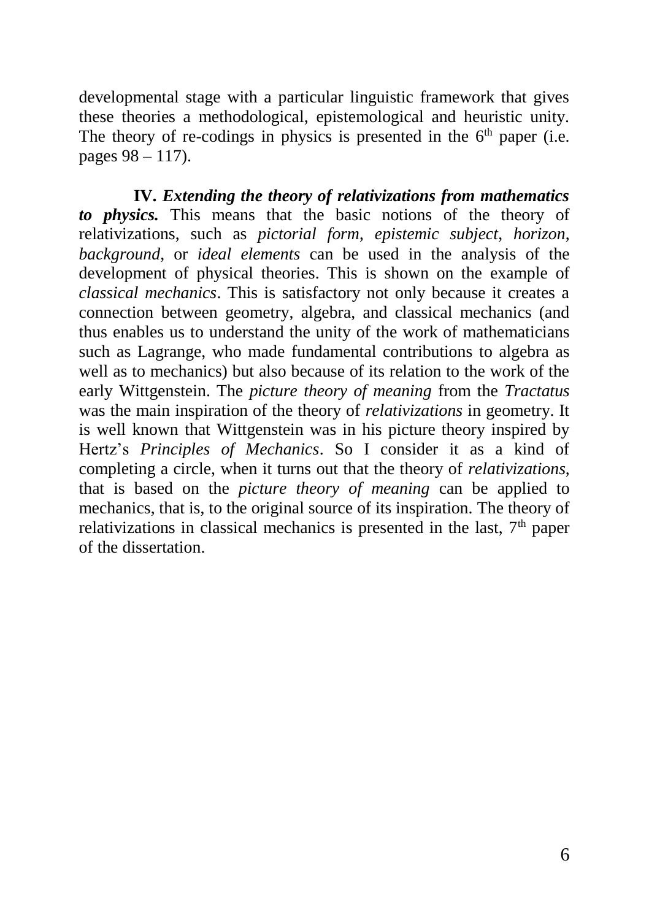developmental stage with a particular linguistic framework that gives these theories a methodological, epistemological and heuristic unity. The theory of re-codings in physics is presented in the 6th paper (i.e. pages 98 – 117).

**IV.** ***Extending the theory of relativizations from mathematics to physics.*** This means that the basic notions of the theory of relativizations, such as *pictorial form*, *epistemic subject*, *horizon*, *background*, or *ideal elements* can be used in the analysis of the development of physical theories. This is shown on the example of *classical mechanics*. This is satisfactory not only because it creates a connection between geometry, algebra, and classical mechanics (and thus enables us to understand the unity of the work of mathematicians such as Lagrange, who made fundamental contributions to algebra as well as to mechanics) but also because of its relation to the work of the early Wittgenstein. The *picture theory of meaning* from the *Tractatus* was the main inspiration of the theory of *relativizations* in geometry. It is well known that Wittgenstein was in his picture theory inspired by Hertz's *Principles of Mechanics*. So I consider it as a kind of completing a circle, when it turns out that the theory of *relativizations*, that is based on the *picture theory of meaning* can be applied to mechanics, that is, to the original source of its inspiration. The theory of relativizations in classical mechanics is presented in the last, 7th paper of the dissertation.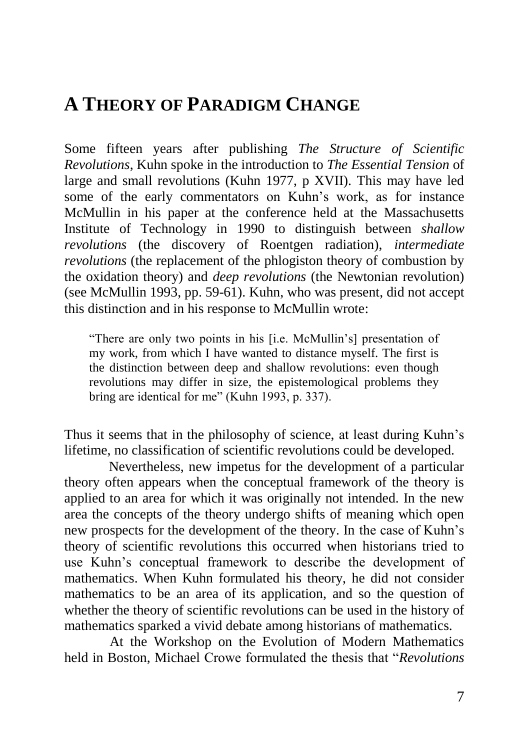# A THEORY OF PARADIGM CHANGE

Some fifteen years after publishing *The Structure of Scientific Revolutions*, Kuhn spoke in the introduction to *The Essential Tension* of large and small revolutions (Kuhn 1977, p XVII). This may have led some of the early commentators on Kuhn's work, as for instance McMullin in his paper at the conference held at the Massachusetts Institute of Technology in 1990 to distinguish between *shallow revolutions* (the discovery of Roentgen radiation), *intermediate revolutions* (the replacement of the phlogiston theory of combustion by the oxidation theory) and *deep revolutions* (the Newtonian revolution) (see McMullin 1993, pp. 59-61). Kuhn, who was present, did not accept this distinction and in his response to McMullin wrote:

> "There are only two points in his [i.e. McMullin's] presentation of my work, from which I have wanted to distance myself. The first is the distinction between deep and shallow revolutions: even though revolutions may differ in size, the epistemological problems they bring are identical for me" (Kuhn 1993, p. 337).

Thus it seems that in the philosophy of science, at least during Kuhn's lifetime, no classification of scientific revolutions could be developed.

Nevertheless, new impetus for the development of a particular theory often appears when the conceptual framework of the theory is applied to an area for which it was originally not intended. In the new area the concepts of the theory undergo shifts of meaning which open new prospects for the development of the theory. In the case of Kuhn's theory of scientific revolutions this occurred when historians tried to use Kuhn's conceptual framework to describe the development of mathematics. When Kuhn formulated his theory, he did not consider mathematics to be an area of its application, and so the question of whether the theory of scientific revolutions can be used in the history of mathematics sparked a vivid debate among historians of mathematics.

At the Workshop on the Evolution of Modern Mathematics held in Boston, Michael Crowe formulated the thesis that "*Revolutions*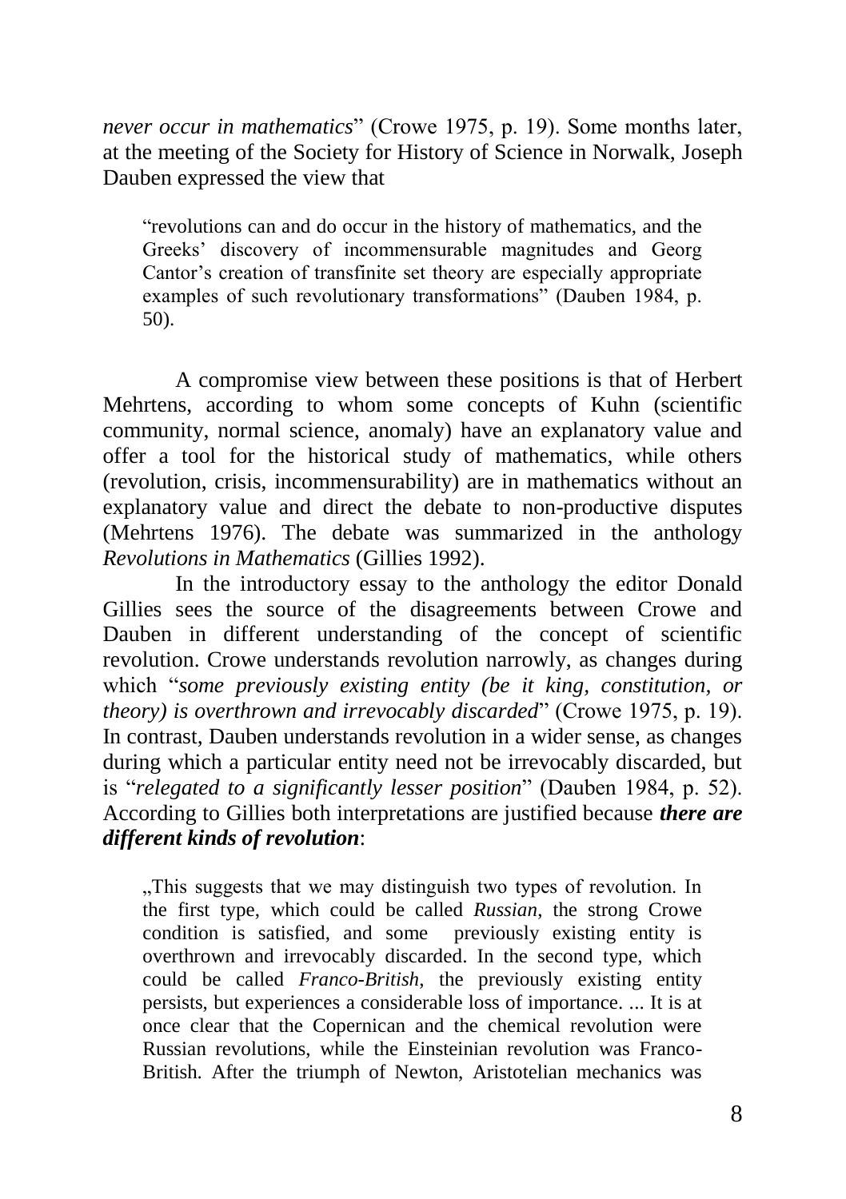*never occur in mathematics*" (Crowe 1975, p. 19). Some months later, at the meeting of the Society for History of Science in Norwalk, Joseph Dauben expressed the view that

> "revolutions can and do occur in the history of mathematics, and the Greeks' discovery of incommensurable magnitudes and Georg Cantor's creation of transfinite set theory are especially appropriate examples of such revolutionary transformations" (Dauben 1984, p. 50).

A compromise view between these positions is that of Herbert Mehrtens, according to whom some concepts of Kuhn (scientific community, normal science, anomaly) have an explanatory value and offer a tool for the historical study of mathematics, while others (revolution, crisis, incommensurability) are in mathematics without an explanatory value and direct the debate to non-productive disputes (Mehrtens 1976). The debate was summarized in the anthology *Revolutions in Mathematics* (Gillies 1992).

In the introductory essay to the anthology the editor Donald Gillies sees the source of the disagreements between Crowe and Dauben in different understanding of the concept of scientific revolution. Crowe understands revolution narrowly, as changes during which "*some previously existing entity (be it king, constitution, or theory) is overthrown and irrevocably discarded*" (Crowe 1975, p. 19). In contrast, Dauben understands revolution in a wider sense, as changes during which a particular entity need not be irrevocably discarded, but is "*relegated to a significantly lesser position*" (Dauben 1984, p. 52). According to Gillies both interpretations are justified because ***there are different kinds of revolution***:

> „This suggests that we may distinguish two types of revolution. In the first type, which could be called *Russian*, the strong Crowe condition is satisfied, and some previously existing entity is overthrown and irrevocably discarded. In the second type, which could be called *Franco-British*, the previously existing entity persists, but experiences a considerable loss of importance. ... It is at once clear that the Copernican and the chemical revolution were Russian revolutions, while the Einsteinian revolution was Franco-British. After the triumph of Newton, Aristotelian mechanics was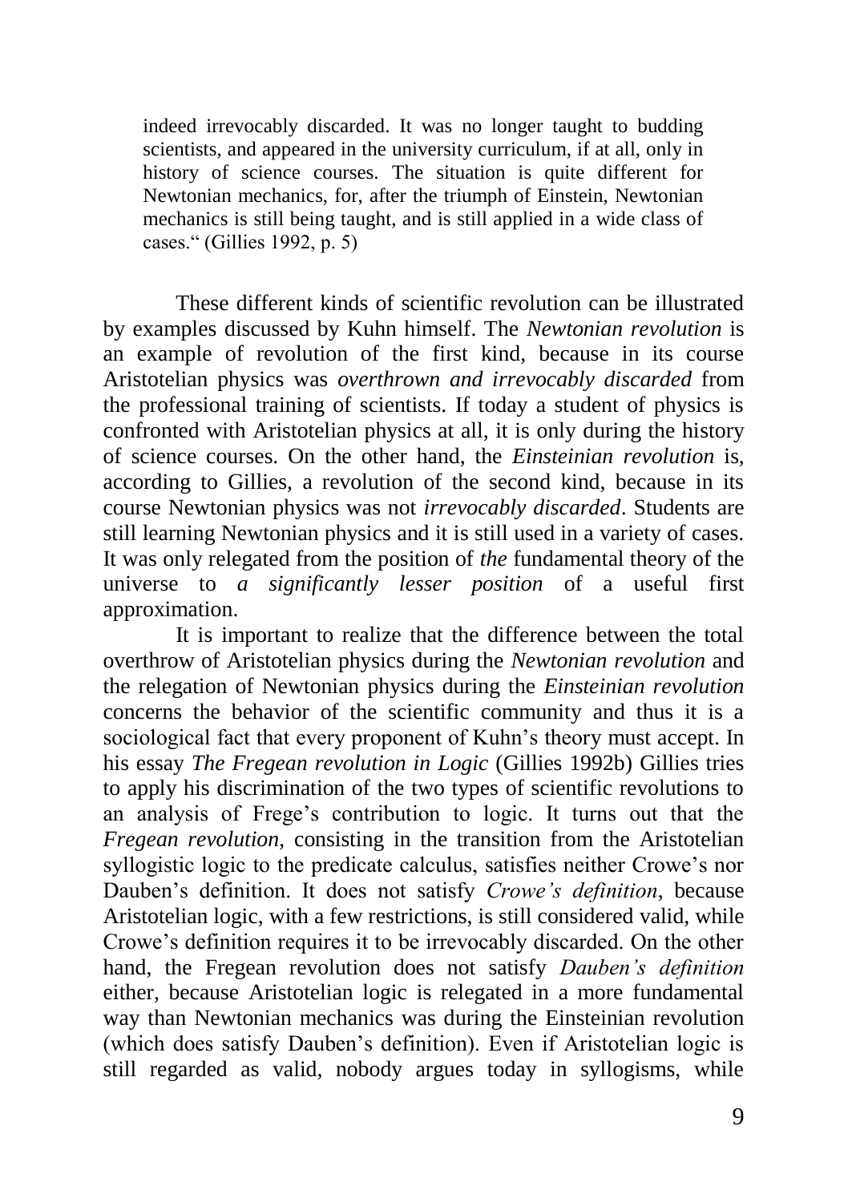> indeed irrevocably discarded. It was no longer taught to budding scientists, and appeared in the university curriculum, if at all, only in history of science courses. The situation is quite different for Newtonian mechanics, for, after the triumph of Einstein, Newtonian mechanics is still being taught, and is still applied in a wide class of cases." (Gillies 1992, p. 5)

These different kinds of scientific revolution can be illustrated by examples discussed by Kuhn himself. The *Newtonian revolution* is an example of revolution of the first kind, because in its course Aristotelian physics was *overthrown and irrevocably discarded* from the professional training of scientists. If today a student of physics is confronted with Aristotelian physics at all, it is only during the history of science courses. On the other hand, the *Einsteinian revolution* is, according to Gillies, a revolution of the second kind, because in its course Newtonian physics was not *irrevocably discarded*. Students are still learning Newtonian physics and it is still used in a variety of cases. It was only relegated from the position of *the* fundamental theory of the universe to *a significantly lesser position* of a useful first approximation.

It is important to realize that the difference between the total overthrow of Aristotelian physics during the *Newtonian revolution* and the relegation of Newtonian physics during the *Einsteinian revolution* concerns the behavior of the scientific community and thus it is a sociological fact that every proponent of Kuhn's theory must accept. In his essay *The Fregean revolution in Logic* (Gillies 1992b) Gillies tries to apply his discrimination of the two types of scientific revolutions to an analysis of Frege's contribution to logic. It turns out that the *Fregean revolution*, consisting in the transition from the Aristotelian syllogistic logic to the predicate calculus, satisfies neither Crowe's nor Dauben's definition. It does not satisfy *Crowe's definition*, because Aristotelian logic, with a few restrictions, is still considered valid, while Crowe's definition requires it to be irrevocably discarded. On the other hand, the Fregean revolution does not satisfy *Dauben's definition* either, because Aristotelian logic is relegated in a more fundamental way than Newtonian mechanics was during the Einsteinian revolution (which does satisfy Dauben's definition). Even if Aristotelian logic is still regarded as valid, nobody argues today in syllogisms, while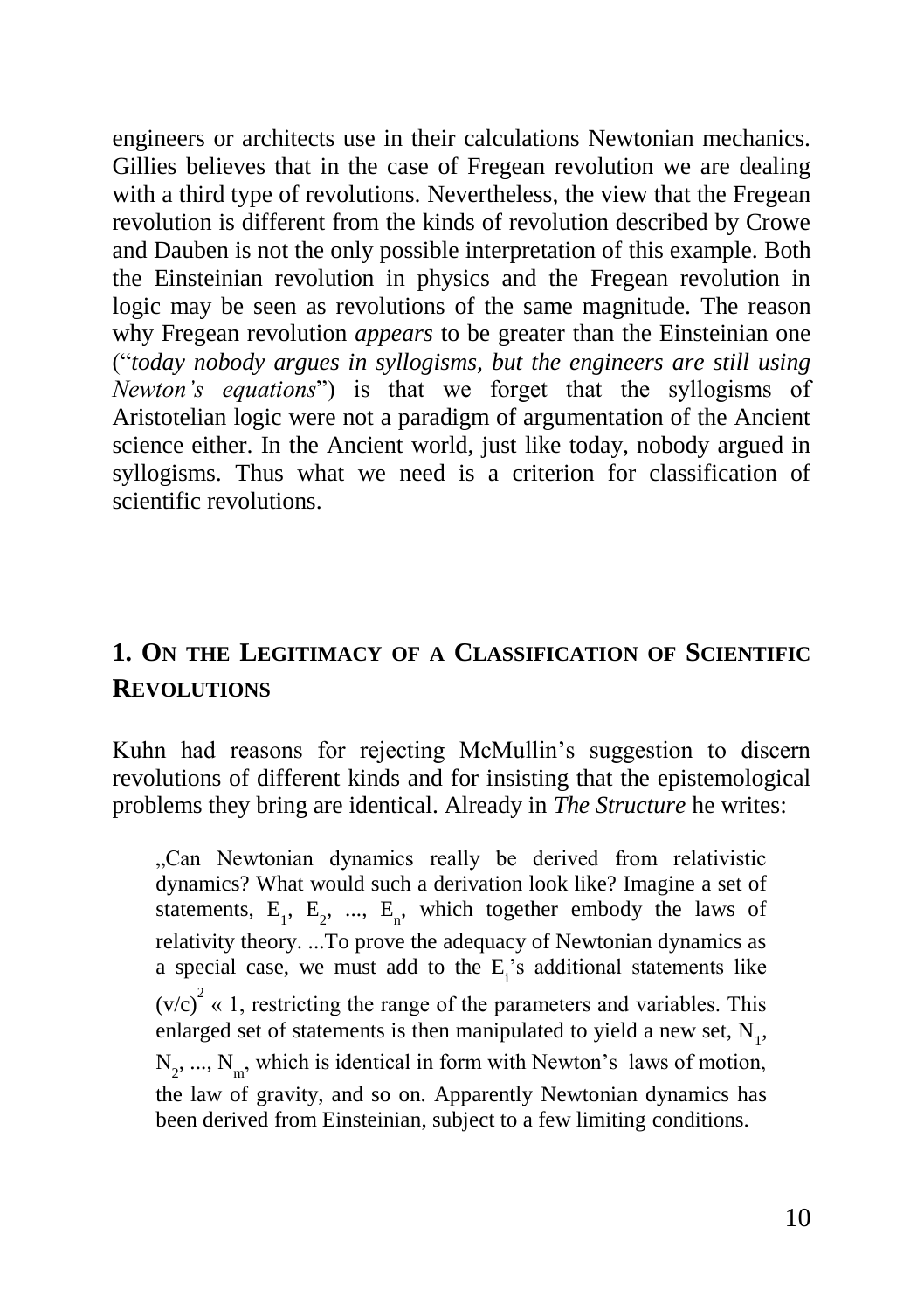engineers or architects use in their calculations Newtonian mechanics. Gillies believes that in the case of Fregean revolution we are dealing with a third type of revolutions. Nevertheless, the view that the Fregean revolution is different from the kinds of revolution described by Crowe and Dauben is not the only possible interpretation of this example. Both the Einsteinian revolution in physics and the Fregean revolution in logic may be seen as revolutions of the same magnitude. The reason why Fregean revolution *appears* to be greater than the Einsteinian one ("*today nobody argues in syllogisms, but the engineers are still using Newton's equations*") is that we forget that the syllogisms of Aristotelian logic were not a paradigm of argumentation of the Ancient science either. In the Ancient world, just like today, nobody argued in syllogisms. Thus what we need is a criterion for classification of scientific revolutions.

## 1. On the Legitimacy of a Classification of Scientific Revolutions

Kuhn had reasons for rejecting McMullin's suggestion to discern revolutions of different kinds and for insisting that the epistemological problems they bring are identical. Already in *The Structure* he writes:

> „Can Newtonian dynamics really be derived from relativistic dynamics? What would such a derivation look like? Imagine a set of statements, $E_1$, $E_2$, ..., $E_n$, which together embody the laws of relativity theory. ...To prove the adequacy of Newtonian dynamics as a special case, we must add to the $E_i$'s additional statements like $(v/c)^2 \ll 1$, restricting the range of the parameters and variables. This enlarged set of statements is then manipulated to yield a new set, $N_1$, $N_2$, ..., $N_m$, which is identical in form with Newton's laws of motion, the law of gravity, and so on. Apparently Newtonian dynamics has been derived from Einsteinian, subject to a few limiting conditions.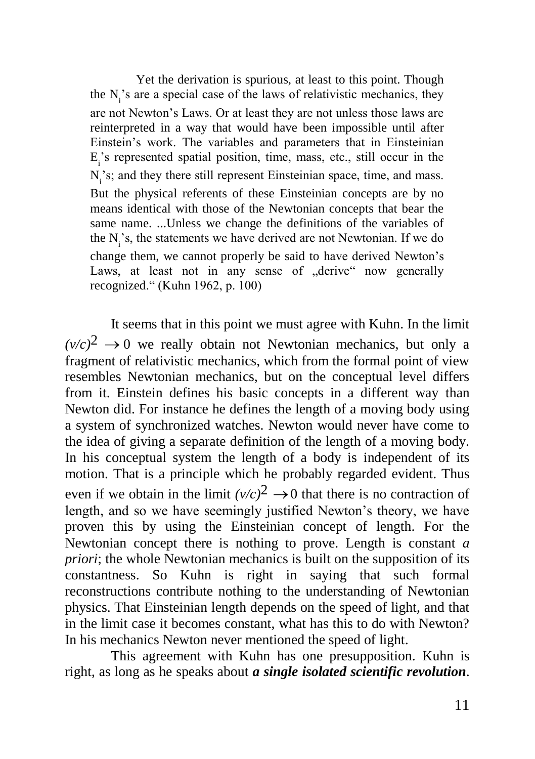> Yet the derivation is spurious, at least to this point. Though the $N_i$'s are a special case of the laws of relativistic mechanics, they are not Newton's Laws. Or at least they are not unless those laws are reinterpreted in a way that would have been impossible until after Einstein's work. The variables and parameters that in Einsteinian $E_i$'s represented spatial position, time, mass, etc., still occur in the $N_i$'s; and they there still represent Einsteinian space, time, and mass. But the physical referents of these Einsteinian concepts are by no means identical with those of the Newtonian concepts that bear the same name. ...Unless we change the definitions of the variables of the $N_i$'s, the statements we have derived are not Newtonian. If we do change them, we cannot properly be said to have derived Newton's Laws, at least not in any sense of „derive" now generally recognized." (Kuhn 1962, p. 100)

It seems that in this point we must agree with Kuhn. In the limit $(v/c)^2 \rightarrow 0$ we really obtain not Newtonian mechanics, but only a fragment of relativistic mechanics, which from the formal point of view resembles Newtonian mechanics, but on the conceptual level differs from it. Einstein defines his basic concepts in a different way than Newton did. For instance he defines the length of a moving body using a system of synchronized watches. Newton would never have come to the idea of giving a separate definition of the length of a moving body. In his conceptual system the length of a body is independent of its motion. That is a principle which he probably regarded evident. Thus even if we obtain in the limit $(v/c)^2 \rightarrow 0$ that there is no contraction of length, and so we have seemingly justified Newton's theory, we have proven this by using the Einsteinian concept of length. For the Newtonian concept there is nothing to prove. Length is constant *a priori*; the whole Newtonian mechanics is built on the supposition of its constantness. So Kuhn is right in saying that such formal reconstructions contribute nothing to the understanding of Newtonian physics. That Einsteinian length depends on the speed of light, and that in the limit case it becomes constant, what has this to do with Newton? In his mechanics Newton never mentioned the speed of light.

This agreement with Kuhn has one presupposition. Kuhn is right, as long as he speaks about ***a single isolated scientific revolution***.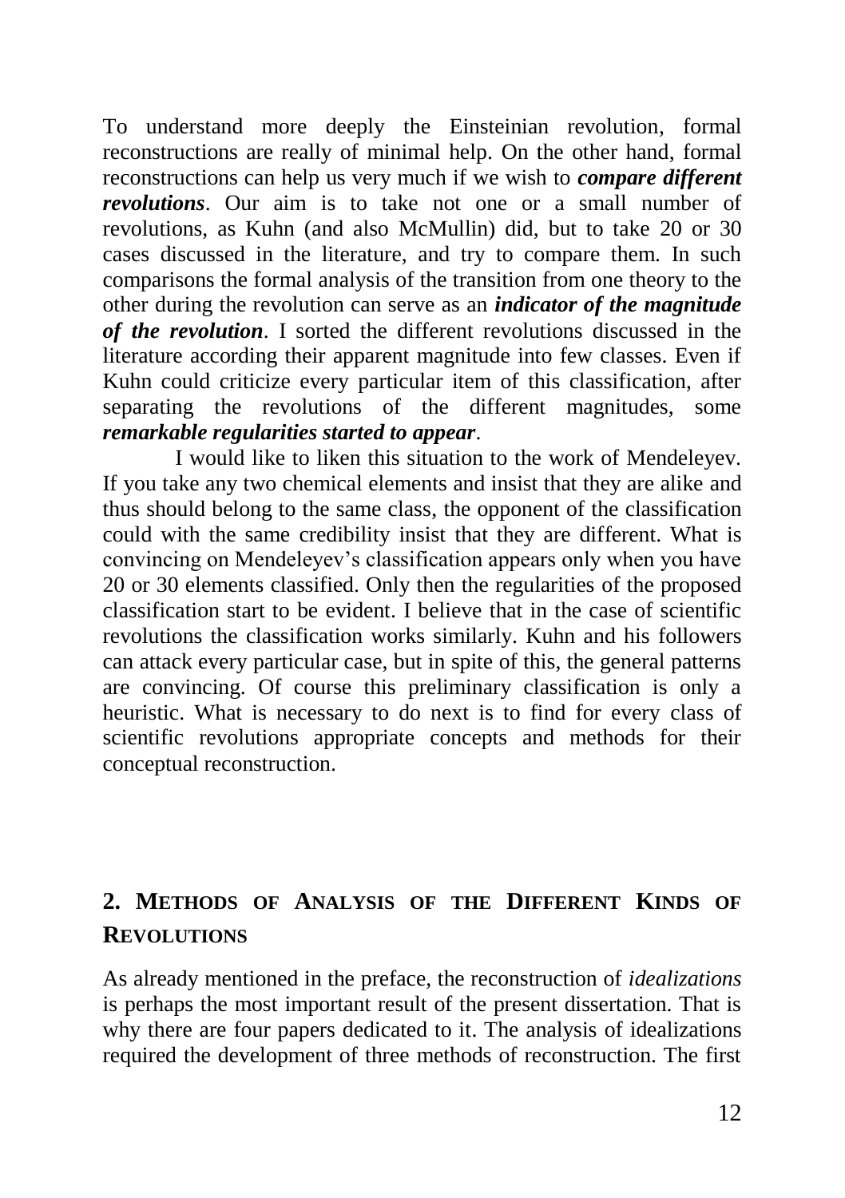To understand more deeply the Einsteinian revolution, formal reconstructions are really of minimal help. On the other hand, formal reconstructions can help us very much if we wish to ***compare different revolutions***. Our aim is to take not one or a small number of revolutions, as Kuhn (and also McMullin) did, but to take 20 or 30 cases discussed in the literature, and try to compare them. In such comparisons the formal analysis of the transition from one theory to the other during the revolution can serve as an ***indicator of the magnitude of the revolution***. I sorted the different revolutions discussed in the literature according their apparent magnitude into few classes. Even if Kuhn could criticize every particular item of this classification, after separating the revolutions of the different magnitudes, some ***remarkable regularities started to appear***.

I would like to liken this situation to the work of Mendeleyev. If you take any two chemical elements and insist that they are alike and thus should belong to the same class, the opponent of the classification could with the same credibility insist that they are different. What is convincing on Mendeleyev's classification appears only when you have 20 or 30 elements classified. Only then the regularities of the proposed classification start to be evident. I believe that in the case of scientific revolutions the classification works similarly. Kuhn and his followers can attack every particular case, but in spite of this, the general patterns are convincing. Of course this preliminary classification is only a heuristic. What is necessary to do next is to find for every class of scientific revolutions appropriate concepts and methods for their conceptual reconstruction.

## 2. Methods of Analysis of the Different Kinds of Revolutions

As already mentioned in the preface, the reconstruction of *idealizations* is perhaps the most important result of the present dissertation. That is why there are four papers dedicated to it. The analysis of idealizations required the development of three methods of reconstruction. The first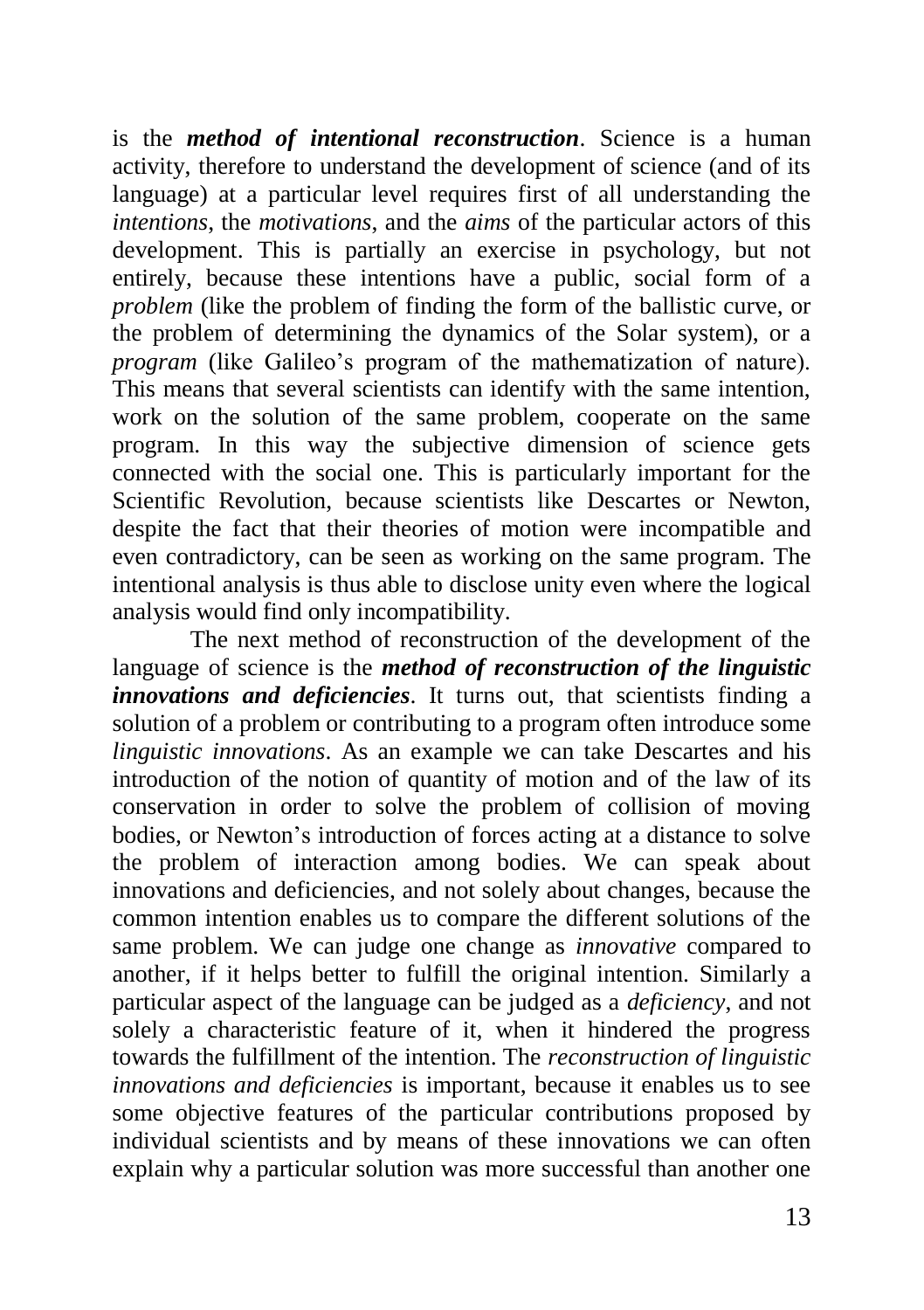is the ***method of intentional reconstruction***. Science is a human activity, therefore to understand the development of science (and of its language) at a particular level requires first of all understanding the *intentions*, the *motivations*, and the *aims* of the particular actors of this development. This is partially an exercise in psychology, but not entirely, because these intentions have a public, social form of a *problem* (like the problem of finding the form of the ballistic curve, or the problem of determining the dynamics of the Solar system), or a *program* (like Galileo's program of the mathematization of nature). This means that several scientists can identify with the same intention, work on the solution of the same problem, cooperate on the same program. In this way the subjective dimension of science gets connected with the social one. This is particularly important for the Scientific Revolution, because scientists like Descartes or Newton, despite the fact that their theories of motion were incompatible and even contradictory, can be seen as working on the same program. The intentional analysis is thus able to disclose unity even where the logical analysis would find only incompatibility.

The next method of reconstruction of the development of the language of science is the ***method of reconstruction of the linguistic innovations and deficiencies***. It turns out, that scientists finding a solution of a problem or contributing to a program often introduce some *linguistic innovations*. As an example we can take Descartes and his introduction of the notion of quantity of motion and of the law of its conservation in order to solve the problem of collision of moving bodies, or Newton's introduction of forces acting at a distance to solve the problem of interaction among bodies. We can speak about innovations and deficiencies, and not solely about changes, because the common intention enables us to compare the different solutions of the same problem. We can judge one change as *innovative* compared to another, if it helps better to fulfill the original intention. Similarly a particular aspect of the language can be judged as a *deficiency*, and not solely a characteristic feature of it, when it hindered the progress towards the fulfillment of the intention. The *reconstruction of linguistic innovations and deficiencies* is important, because it enables us to see some objective features of the particular contributions proposed by individual scientists and by means of these innovations we can often explain why a particular solution was more successful than another one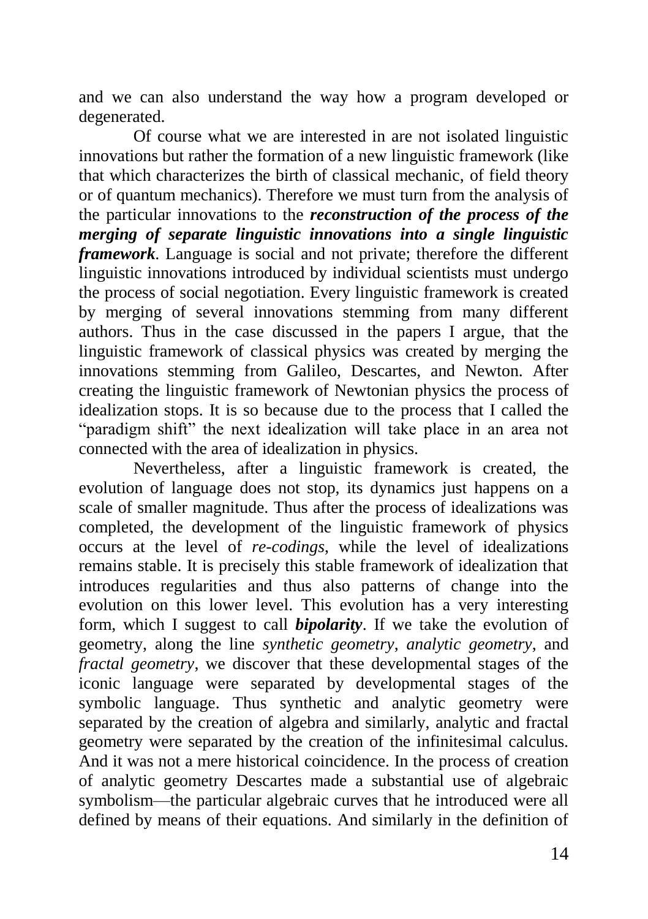and we can also understand the way how a program developed or degenerated.

Of course what we are interested in are not isolated linguistic innovations but rather the formation of a new linguistic framework (like that which characterizes the birth of classical mechanic, of field theory or of quantum mechanics). Therefore we must turn from the analysis of the particular innovations to the ***reconstruction of the process of the merging of separate linguistic innovations into a single linguistic framework***. Language is social and not private; therefore the different linguistic innovations introduced by individual scientists must undergo the process of social negotiation. Every linguistic framework is created by merging of several innovations stemming from many different authors. Thus in the case discussed in the papers I argue, that the linguistic framework of classical physics was created by merging the innovations stemming from Galileo, Descartes, and Newton. After creating the linguistic framework of Newtonian physics the process of idealization stops. It is so because due to the process that I called the "paradigm shift" the next idealization will take place in an area not connected with the area of idealization in physics.

Nevertheless, after a linguistic framework is created, the evolution of language does not stop, its dynamics just happens on a scale of smaller magnitude. Thus after the process of idealizations was completed, the development of the linguistic framework of physics occurs at the level of *re-codings*, while the level of idealizations remains stable. It is precisely this stable framework of idealization that introduces regularities and thus also patterns of change into the evolution on this lower level. This evolution has a very interesting form, which I suggest to call ***bipolarity***. If we take the evolution of geometry, along the line *synthetic geometry*, *analytic geometry*, and *fractal geometry*, we discover that these developmental stages of the iconic language were separated by developmental stages of the symbolic language. Thus synthetic and analytic geometry were separated by the creation of algebra and similarly, analytic and fractal geometry were separated by the creation of the infinitesimal calculus. And it was not a mere historical coincidence. In the process of creation of analytic geometry Descartes made a substantial use of algebraic symbolism—the particular algebraic curves that he introduced were all defined by means of their equations. And similarly in the definition of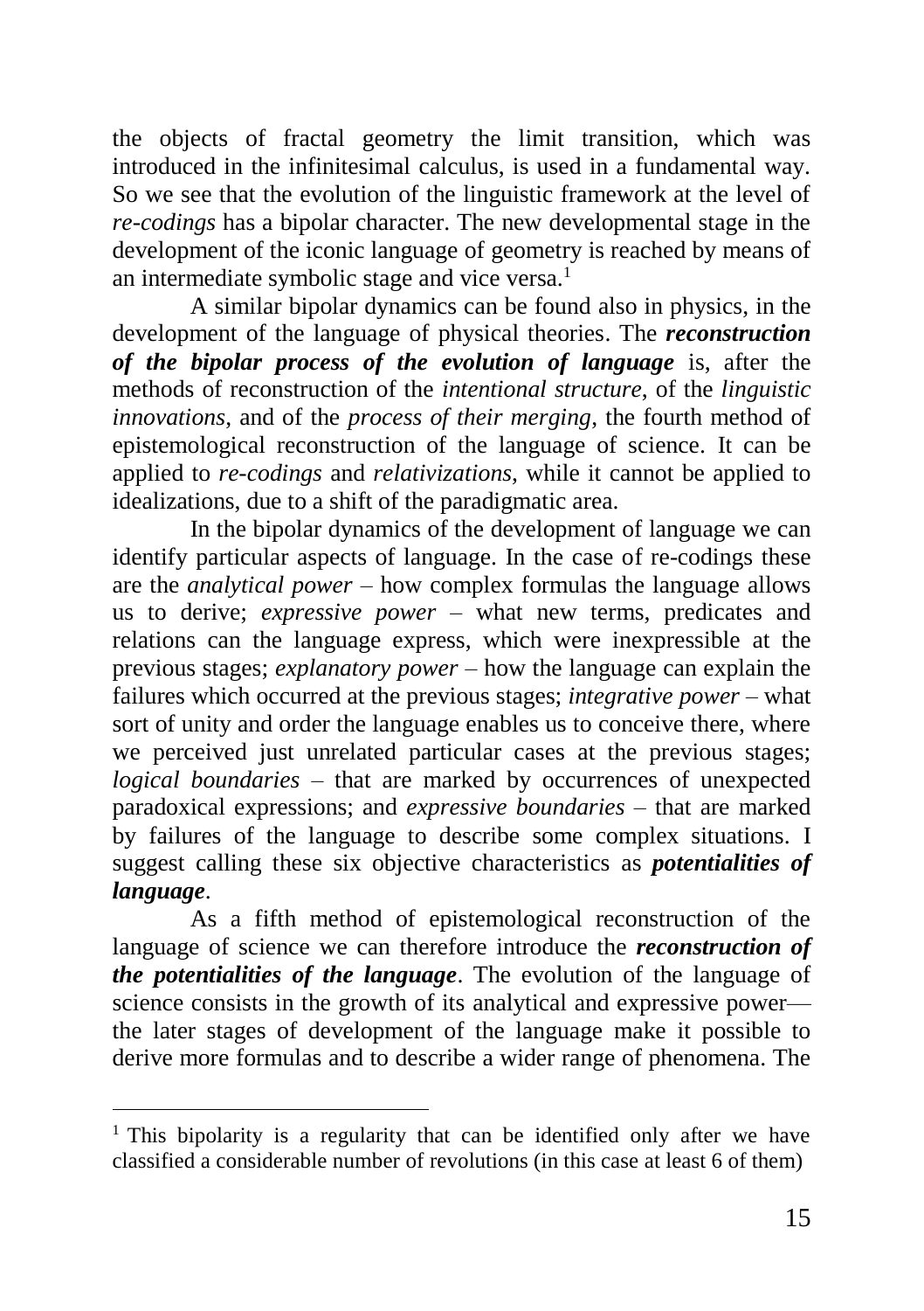the objects of fractal geometry the limit transition, which was introduced in the infinitesimal calculus, is used in a fundamental way. So we see that the evolution of the linguistic framework at the level of *re-codings* has a bipolar character. The new developmental stage in the development of the iconic language of geometry is reached by means of an intermediate symbolic stage and vice versa.[1]

A similar bipolar dynamics can be found also in physics, in the development of the language of physical theories. The ***reconstruction of the bipolar process of the evolution of language*** is, after the methods of reconstruction of the *intentional structure*, of the *linguistic innovations*, and of the *process of their merging*, the fourth method of epistemological reconstruction of the language of science. It can be applied to *re-codings* and *relativizations*, while it cannot be applied to idealizations, due to a shift of the paradigmatic area.

In the bipolar dynamics of the development of language we can identify particular aspects of language. In the case of re-codings these are the *analytical power* – how complex formulas the language allows us to derive; *expressive power* – what new terms, predicates and relations can the language express, which were inexpressible at the previous stages; *explanatory power* – how the language can explain the failures which occurred at the previous stages; *integrative power* – what sort of unity and order the language enables us to conceive there, where we perceived just unrelated particular cases at the previous stages; *logical boundaries* – that are marked by occurrences of unexpected paradoxical expressions; and *expressive boundaries* – that are marked by failures of the language to describe some complex situations. I suggest calling these six objective characteristics as ***potentialities of language***.

As a fifth method of epistemological reconstruction of the language of science we can therefore introduce the ***reconstruction of the potentialities of the language***. The evolution of the language of science consists in the growth of its analytical and expressive power—the later stages of development of the language make it possible to derive more formulas and to describe a wider range of phenomena. The

---

[1] This bipolarity is a regularity that can be identified only after we have classified a considerable number of revolutions (in this case at least 6 of them)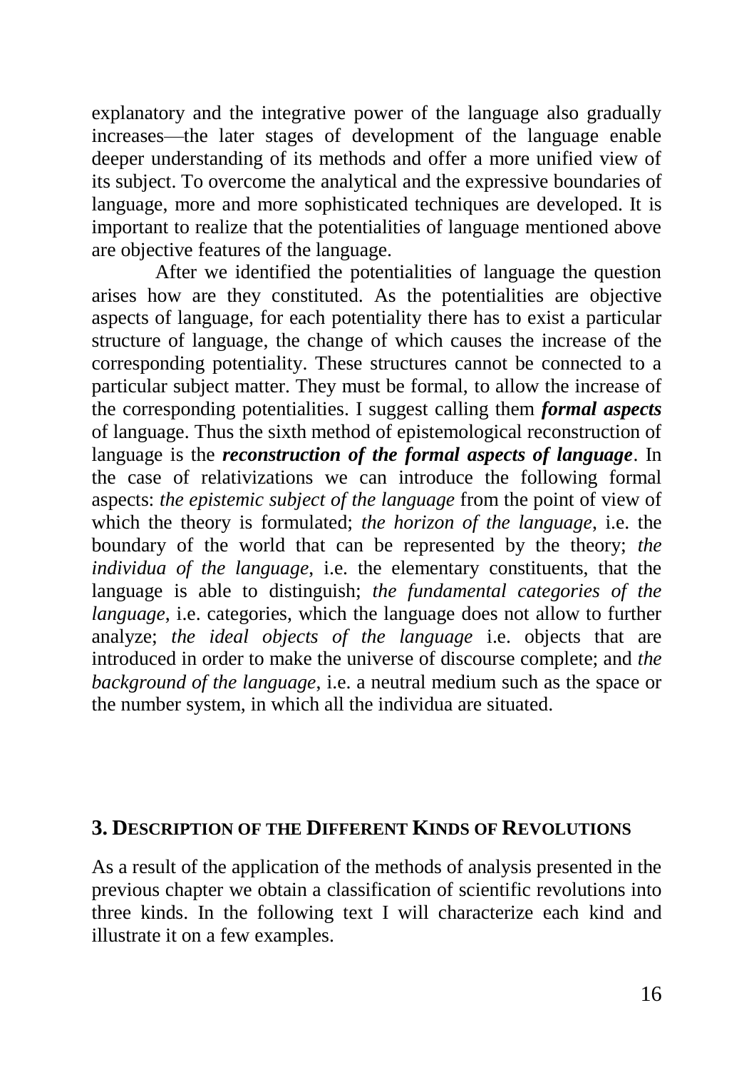explanatory and the integrative power of the language also gradually increases—the later stages of development of the language enable deeper understanding of its methods and offer a more unified view of its subject. To overcome the analytical and the expressive boundaries of language, more and more sophisticated techniques are developed. It is important to realize that the potentialities of language mentioned above are objective features of the language.

After we identified the potentialities of language the question arises how are they constituted. As the potentialities are objective aspects of language, for each potentiality there has to exist a particular structure of language, the change of which causes the increase of the corresponding potentiality. These structures cannot be connected to a particular subject matter. They must be formal, to allow the increase of the corresponding potentialities. I suggest calling them ***formal aspects*** of language. Thus the sixth method of epistemological reconstruction of language is the ***reconstruction of the formal aspects of language***. In the case of relativizations we can introduce the following formal aspects: *the epistemic subject of the language* from the point of view of which the theory is formulated; *the horizon of the language*, i.e. the boundary of the world that can be represented by the theory; *the individua of the language*, i.e. the elementary constituents, that the language is able to distinguish; *the fundamental categories of the language*, i.e. categories, which the language does not allow to further analyze; *the ideal objects of the language* i.e. objects that are introduced in order to make the universe of discourse complete; and *the background of the language*, i.e. a neutral medium such as the space or the number system, in which all the individua are situated.

## 3. Description of the Different Kinds of Revolutions

As a result of the application of the methods of analysis presented in the previous chapter we obtain a classification of scientific revolutions into three kinds. In the following text I will characterize each kind and illustrate it on a few examples.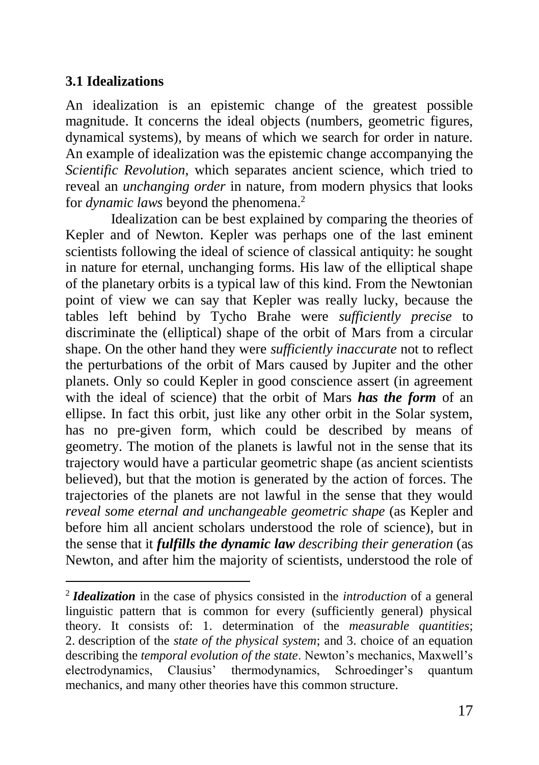### 3.1 Idealizations

An idealization is an epistemic change of the greatest possible magnitude. It concerns the ideal objects (numbers, geometric figures, dynamical systems), by means of which we search for order in nature. An example of idealization was the epistemic change accompanying the *Scientific Revolution*, which separates ancient science, which tried to reveal an *unchanging order* in nature, from modern physics that looks for *dynamic laws* beyond the phenomena.[2]

Idealization can be best explained by comparing the theories of Kepler and of Newton. Kepler was perhaps one of the last eminent scientists following the ideal of science of classical antiquity: he sought in nature for eternal, unchanging forms. His law of the elliptical shape of the planetary orbits is a typical law of this kind. From the Newtonian point of view we can say that Kepler was really lucky, because the tables left behind by Tycho Brahe were *sufficiently precise* to discriminate the (elliptical) shape of the orbit of Mars from a circular shape. On the other hand they were *sufficiently inaccurate* not to reflect the perturbations of the orbit of Mars caused by Jupiter and the other planets. Only so could Kepler in good conscience assert (in agreement with the ideal of science) that the orbit of Mars ***has the form*** of an ellipse. In fact this orbit, just like any other orbit in the Solar system, has no pre-given form, which could be described by means of geometry. The motion of the planets is lawful not in the sense that its trajectory would have a particular geometric shape (as ancient scientists believed), but that the motion is generated by the action of forces. The trajectories of the planets are not lawful in the sense that they would *reveal some eternal and unchangeable geometric shape* (as Kepler and before him all ancient scholars understood the role of science), but in the sense that it ***fulfills the dynamic law*** *describing their generation* (as Newton, and after him the majority of scientists, understood the role of

---

[2] ***Idealization*** in the case of physics consisted in the *introduction* of a general linguistic pattern that is common for every (sufficiently general) physical theory. It consists of: 1. determination of the *measurable quantities*; 2. description of the *state of the physical system*; and 3. choice of an equation describing the *temporal evolution of the state*. Newton's mechanics, Maxwell's electrodynamics, Clausius' thermodynamics, Schroedinger's quantum mechanics, and many other theories have this common structure.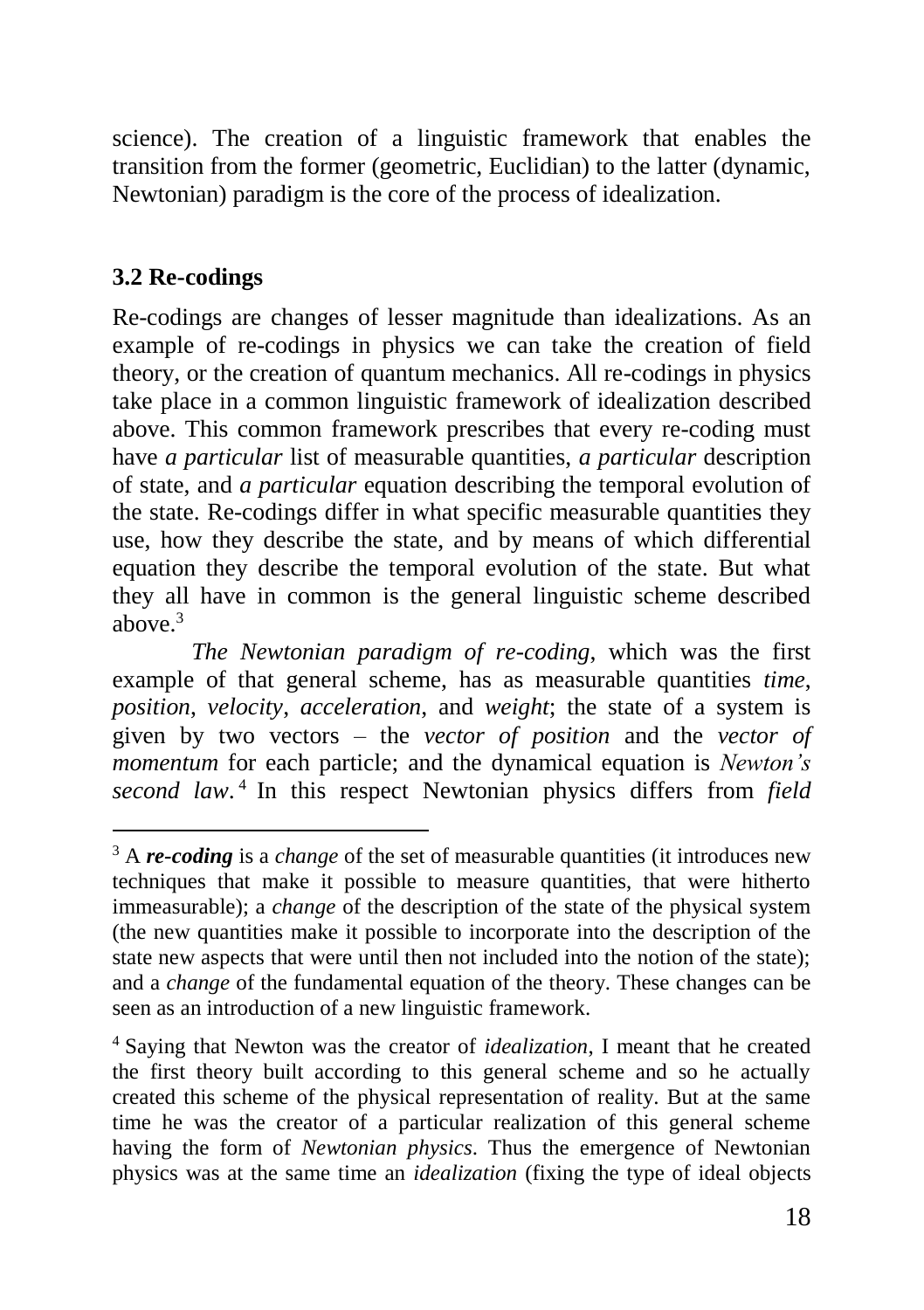science). The creation of a linguistic framework that enables the transition from the former (geometric, Euclidian) to the latter (dynamic, Newtonian) paradigm is the core of the process of idealization.

### 3.2 Re-codings

Re-codings are changes of lesser magnitude than idealizations. As an example of re-codings in physics we can take the creation of field theory, or the creation of quantum mechanics. All re-codings in physics take place in a common linguistic framework of idealization described above. This common framework prescribes that every re-coding must have *a particular* list of measurable quantities, *a particular* description of state, and *a particular* equation describing the temporal evolution of the state. Re-codings differ in what specific measurable quantities they use, how they describe the state, and by means of which differential equation they describe the temporal evolution of the state. But what they all have in common is the general linguistic scheme described above.[3]

*The Newtonian paradigm of re-coding*, which was the first example of that general scheme, has as measurable quantities *time*, *position*, *velocity*, *acceleration*, and *weight*; the state of a system is given by two vectors – the *vector of position* and the *vector of momentum* for each particle; and the dynamical equation is *Newton's second law*.[4] In this respect Newtonian physics differs from *field*

---

[3] A ***re-coding*** is a *change* of the set of measurable quantities (it introduces new techniques that make it possible to measure quantities, that were hitherto immeasurable); a *change* of the description of the state of the physical system (the new quantities make it possible to incorporate into the description of the state new aspects that were until then not included into the notion of the state); and a *change* of the fundamental equation of the theory. These changes can be seen as an introduction of a new linguistic framework.

[4] Saying that Newton was the creator of *idealization*, I meant that he created the first theory built according to this general scheme and so he actually created this scheme of the physical representation of reality. But at the same time he was the creator of a particular realization of this general scheme having the form of *Newtonian physics*. Thus the emergence of Newtonian physics was at the same time an *idealization* (fixing the type of ideal objects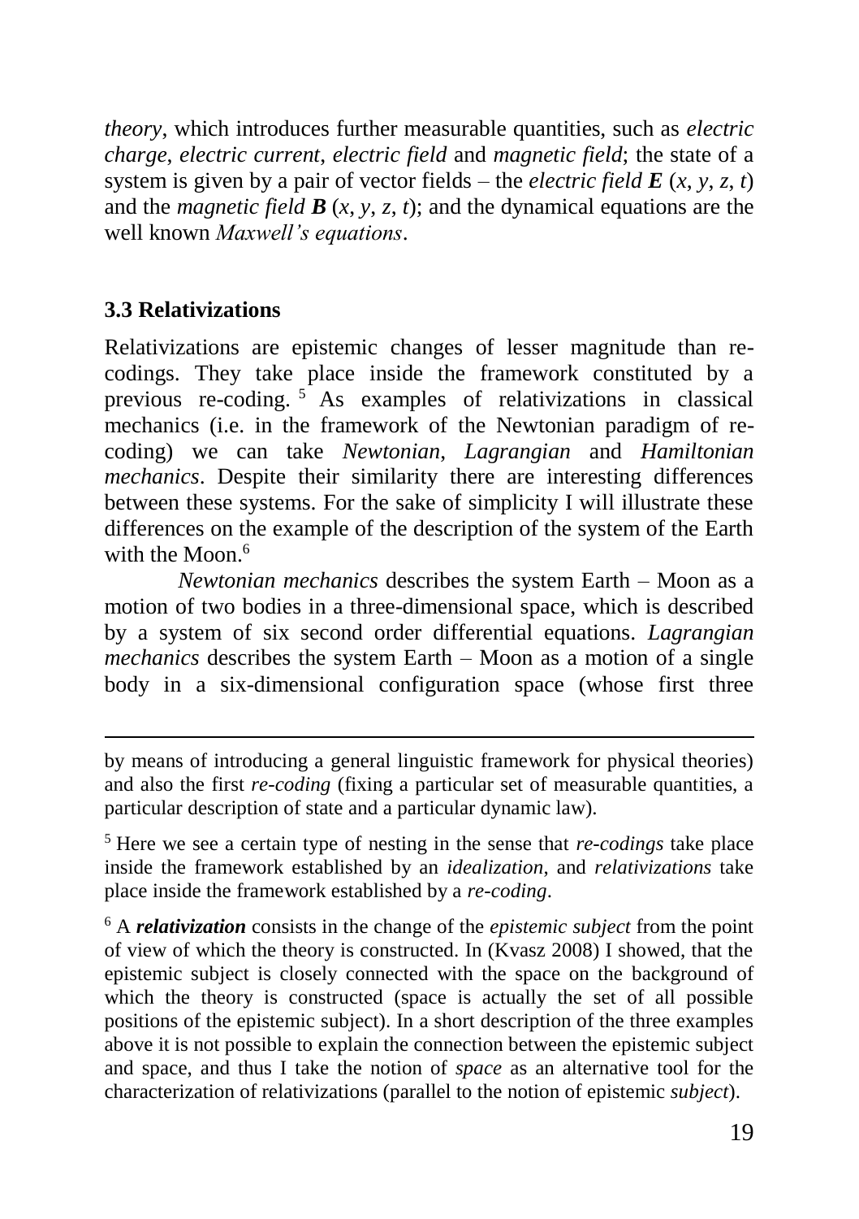*theory*, which introduces further measurable quantities, such as *electric charge*, *electric current*, *electric field* and *magnetic field*; the state of a system is given by a pair of vector fields – the *electric field* $\boldsymbol{E}$ $(x, y, z, t)$ and the *magnetic field* $\boldsymbol{B}$ $(x, y, z, t)$; and the dynamical equations are the well known *Maxwell's equations*.

### 3.3 Relativizations

Relativizations are epistemic changes of lesser magnitude than re-codings. They take place inside the framework constituted by a previous re-coding.[5] As examples of relativizations in classical mechanics (i.e. in the framework of the Newtonian paradigm of re-coding) we can take *Newtonian*, *Lagrangian* and *Hamiltonian mechanics*. Despite their similarity there are interesting differences between these systems. For the sake of simplicity I will illustrate these differences on the example of the description of the system of the Earth with the Moon.[6]

*Newtonian mechanics* describes the system Earth – Moon as a motion of two bodies in a three-dimensional space, which is described by a system of six second order differential equations. *Lagrangian mechanics* describes the system Earth – Moon as a motion of a single body in a six-dimensional configuration space (whose first three

---

by means of introducing a general linguistic framework for physical theories) and also the first *re-coding* (fixing a particular set of measurable quantities, a particular description of state and a particular dynamic law).

[5] Here we see a certain type of nesting in the sense that *re-codings* take place inside the framework established by an *idealization*, and *relativizations* take place inside the framework established by a *re-coding*.

[6] A ***relativization*** consists in the change of the *epistemic subject* from the point of view of which the theory is constructed. In (Kvasz 2008) I showed, that the epistemic subject is closely connected with the space on the background of which the theory is constructed (space is actually the set of all possible positions of the epistemic subject). In a short description of the three examples above it is not possible to explain the connection between the epistemic subject and space, and thus I take the notion of *space* as an alternative tool for the characterization of relativizations (parallel to the notion of epistemic *subject*).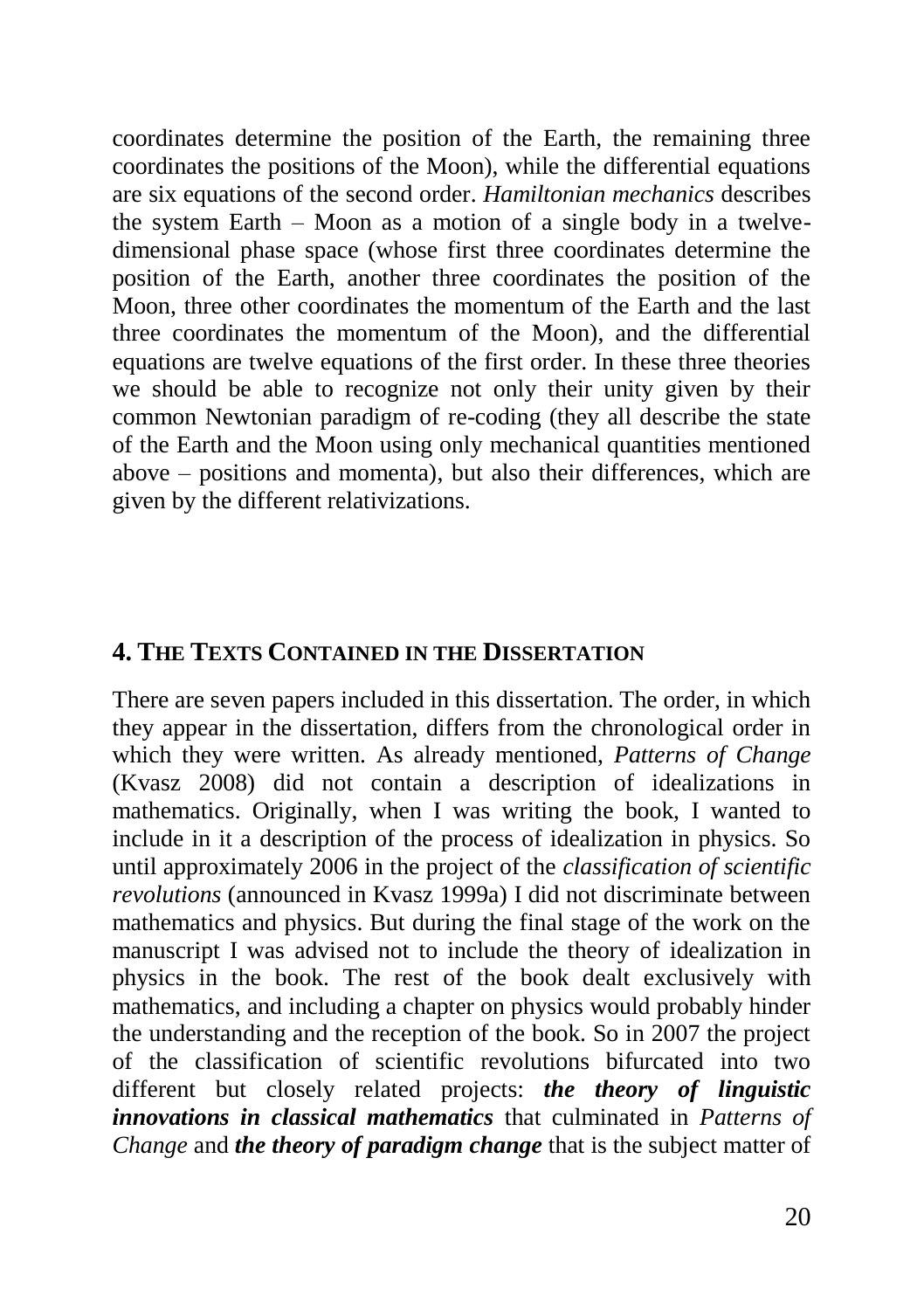coordinates determine the position of the Earth, the remaining three coordinates the positions of the Moon), while the differential equations are six equations of the second order. *Hamiltonian mechanics* describes the system Earth – Moon as a motion of a single body in a twelve-dimensional phase space (whose first three coordinates determine the position of the Earth, another three coordinates the position of the Moon, three other coordinates the momentum of the Earth and the last three coordinates the momentum of the Moon), and the differential equations are twelve equations of the first order. In these three theories we should be able to recognize not only their unity given by their common Newtonian paradigm of re-coding (they all describe the state of the Earth and the Moon using only mechanical quantities mentioned above – positions and momenta), but also their differences, which are given by the different relativizations.

## 4. The Texts Contained in the Dissertation

There are seven papers included in this dissertation. The order, in which they appear in the dissertation, differs from the chronological order in which they were written. As already mentioned, *Patterns of Change* (Kvasz 2008) did not contain a description of idealizations in mathematics. Originally, when I was writing the book, I wanted to include in it a description of the process of idealization in physics. So until approximately 2006 in the project of the *classification of scientific revolutions* (announced in Kvasz 1999a) I did not discriminate between mathematics and physics. But during the final stage of the work on the manuscript I was advised not to include the theory of idealization in physics in the book. The rest of the book dealt exclusively with mathematics, and including a chapter on physics would probably hinder the understanding and the reception of the book. So in 2007 the project of the classification of scientific revolutions bifurcated into two different but closely related projects: ***the theory of linguistic innovations in classical mathematics*** that culminated in *Patterns of Change* and ***the theory of paradigm change*** that is the subject matter of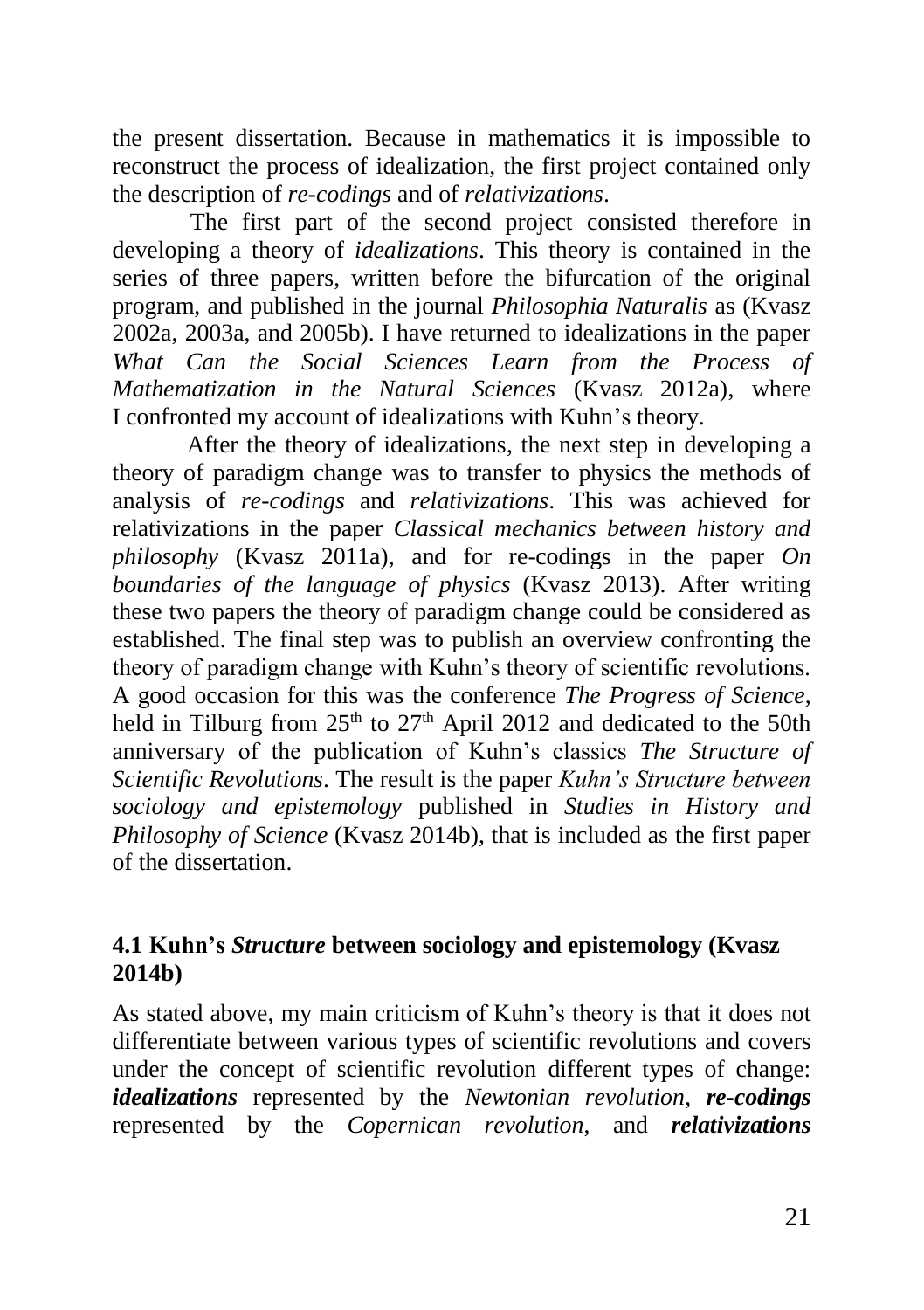the present dissertation. Because in mathematics it is impossible to reconstruct the process of idealization, the first project contained only the description of *re-codings* and of *relativizations*.

The first part of the second project consisted therefore in developing a theory of *idealizations*. This theory is contained in the series of three papers, written before the bifurcation of the original program, and published in the journal *Philosophia Naturalis* as (Kvasz 2002a, 2003a, and 2005b). I have returned to idealizations in the paper *What Can the Social Sciences Learn from the Process of Mathematization in the Natural Sciences* (Kvasz 2012a), where I confronted my account of idealizations with Kuhn's theory.

After the theory of idealizations, the next step in developing a theory of paradigm change was to transfer to physics the methods of analysis of *re-codings* and *relativizations*. This was achieved for relativizations in the paper *Classical mechanics between history and philosophy* (Kvasz 2011a), and for re-codings in the paper *On boundaries of the language of physics* (Kvasz 2013). After writing these two papers the theory of paradigm change could be considered as established. The final step was to publish an overview confronting the theory of paradigm change with Kuhn's theory of scientific revolutions. A good occasion for this was the conference *The Progress of Science*, held in Tilburg from 25th to 27th April 2012 and dedicated to the 50th anniversary of the publication of Kuhn's classics *The Structure of Scientific Revolutions*. The result is the paper *Kuhn's Structure between sociology and epistemology* published in *Studies in History and Philosophy of Science* (Kvasz 2014b), that is included as the first paper of the dissertation.

### 4.1 Kuhn's *Structure* between sociology and epistemology (Kvasz 2014b)

As stated above, my main criticism of Kuhn's theory is that it does not differentiate between various types of scientific revolutions and covers under the concept of scientific revolution different types of change: ***idealizations*** represented by the *Newtonian revolution*, ***re-codings*** represented by the *Copernican revolution*, and ***relativizations***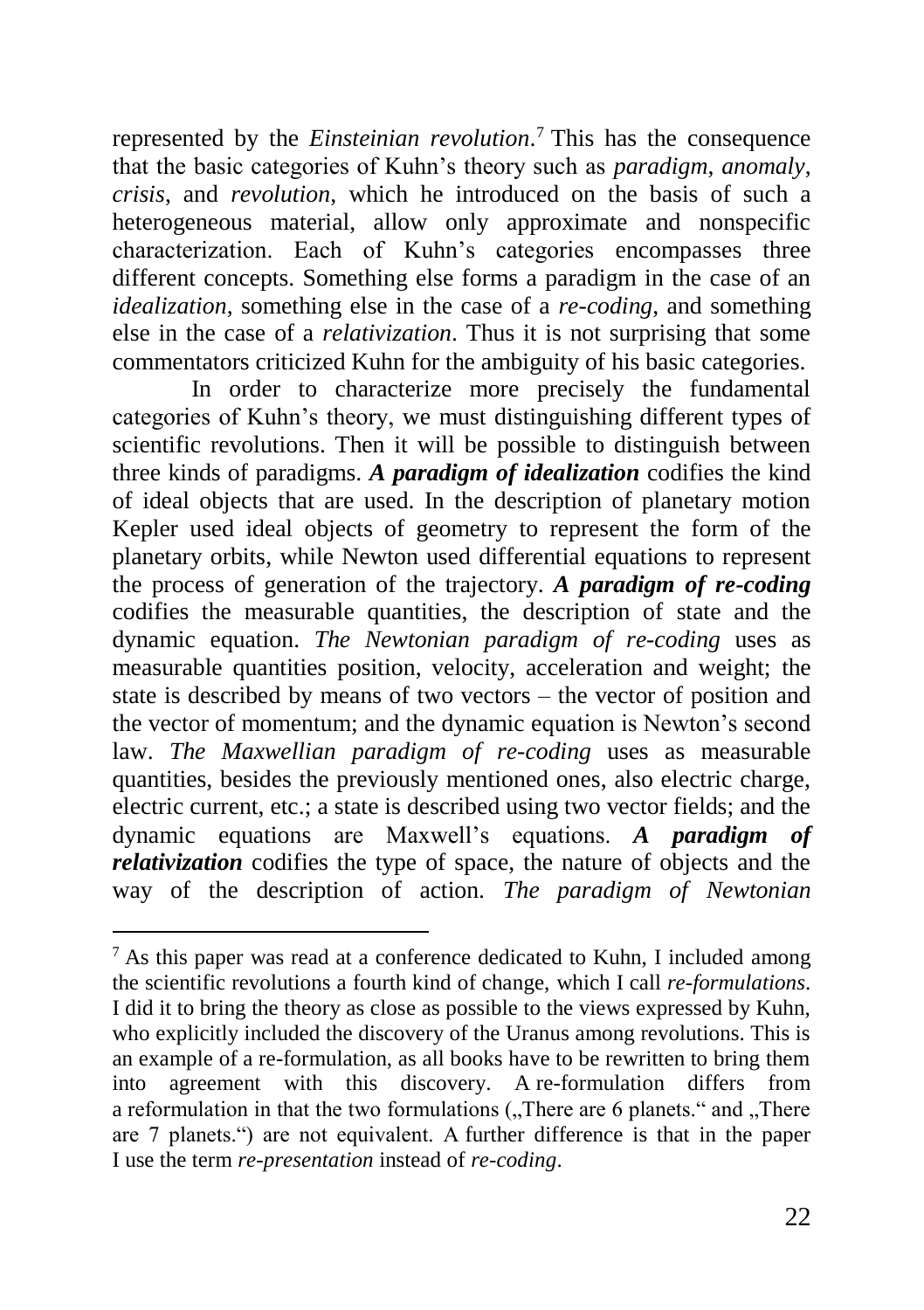represented by the *Einsteinian revolution*.[7] This has the consequence that the basic categories of Kuhn's theory such as *paradigm*, *anomaly*, *crisis*, and *revolution*, which he introduced on the basis of such a heterogeneous material, allow only approximate and nonspecific characterization. Each of Kuhn's categories encompasses three different concepts. Something else forms a paradigm in the case of an *idealization*, something else in the case of a *re-coding*, and something else in the case of a *relativization*. Thus it is not surprising that some commentators criticized Kuhn for the ambiguity of his basic categories.

In order to characterize more precisely the fundamental categories of Kuhn's theory, we must distinguishing different types of scientific revolutions. Then it will be possible to distinguish between three kinds of paradigms. ***A paradigm of idealization*** codifies the kind of ideal objects that are used. In the description of planetary motion Kepler used ideal objects of geometry to represent the form of the planetary orbits, while Newton used differential equations to represent the process of generation of the trajectory. ***A paradigm of re-coding*** codifies the measurable quantities, the description of state and the dynamic equation. *The Newtonian paradigm of re-coding* uses as measurable quantities position, velocity, acceleration and weight; the state is described by means of two vectors – the vector of position and the vector of momentum; and the dynamic equation is Newton's second law. *The Maxwellian paradigm of re-coding* uses as measurable quantities, besides the previously mentioned ones, also electric charge, electric current, etc.; a state is described using two vector fields; and the dynamic equations are Maxwell's equations. ***A paradigm of relativization*** codifies the type of space, the nature of objects and the way of the description of action. *The paradigm of Newtonian*

---

[7] As this paper was read at a conference dedicated to Kuhn, I included among the scientific revolutions a fourth kind of change, which I call *re-formulations*. I did it to bring the theory as close as possible to the views expressed by Kuhn, who explicitly included the discovery of the Uranus among revolutions. This is an example of a re-formulation, as all books have to be rewritten to bring them into agreement with this discovery. A re-formulation differs from a reformulation in that the two formulations („There are 6 planets." and „There are 7 planets.") are not equivalent. A further difference is that in the paper I use the term *re-presentation* instead of *re-coding*.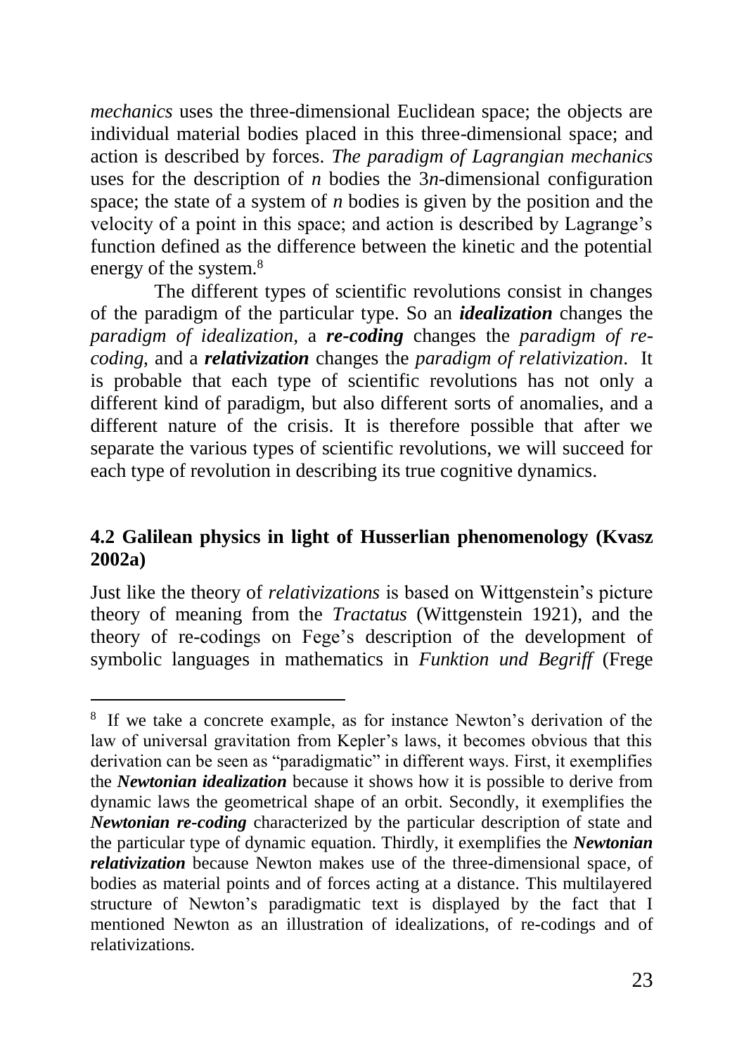*mechanics* uses the three-dimensional Euclidean space; the objects are individual material bodies placed in this three-dimensional space; and action is described by forces. *The paradigm of Lagrangian mechanics* uses for the description of $n$ bodies the $3n$-dimensional configuration space; the state of a system of $n$ bodies is given by the position and the velocity of a point in this space; and action is described by Lagrange's function defined as the difference between the kinetic and the potential energy of the system.[8]

The different types of scientific revolutions consist in changes of the paradigm of the particular type. So an ***idealization*** changes the *paradigm of idealization*, a ***re-coding*** changes the *paradigm of re-coding*, and a ***relativization*** changes the *paradigm of relativization*. It is probable that each type of scientific revolutions has not only a different kind of paradigm, but also different sorts of anomalies, and a different nature of the crisis. It is therefore possible that after we separate the various types of scientific revolutions, we will succeed for each type of revolution in describing its true cognitive dynamics.

### 4.2 Galilean physics in light of Husserlian phenomenology (Kvasz 2002a)

Just like the theory of *relativizations* is based on Wittgenstein's picture theory of meaning from the *Tractatus* (Wittgenstein 1921), and the theory of re-codings on Fege's description of the development of symbolic languages in mathematics in *Funktion und Begriff* (Frege

---

[8] If we take a concrete example, as for instance Newton's derivation of the law of universal gravitation from Kepler's laws, it becomes obvious that this derivation can be seen as "paradigmatic" in different ways. First, it exemplifies the ***Newtonian idealization*** because it shows how it is possible to derive from dynamic laws the geometrical shape of an orbit. Secondly, it exemplifies the ***Newtonian re-coding*** characterized by the particular description of state and the particular type of dynamic equation. Thirdly, it exemplifies the ***Newtonian relativization*** because Newton makes use of the three-dimensional space, of bodies as material points and of forces acting at a distance. This multilayered structure of Newton's paradigmatic text is displayed by the fact that I mentioned Newton as an illustration of idealizations, of re-codings and of relativizations.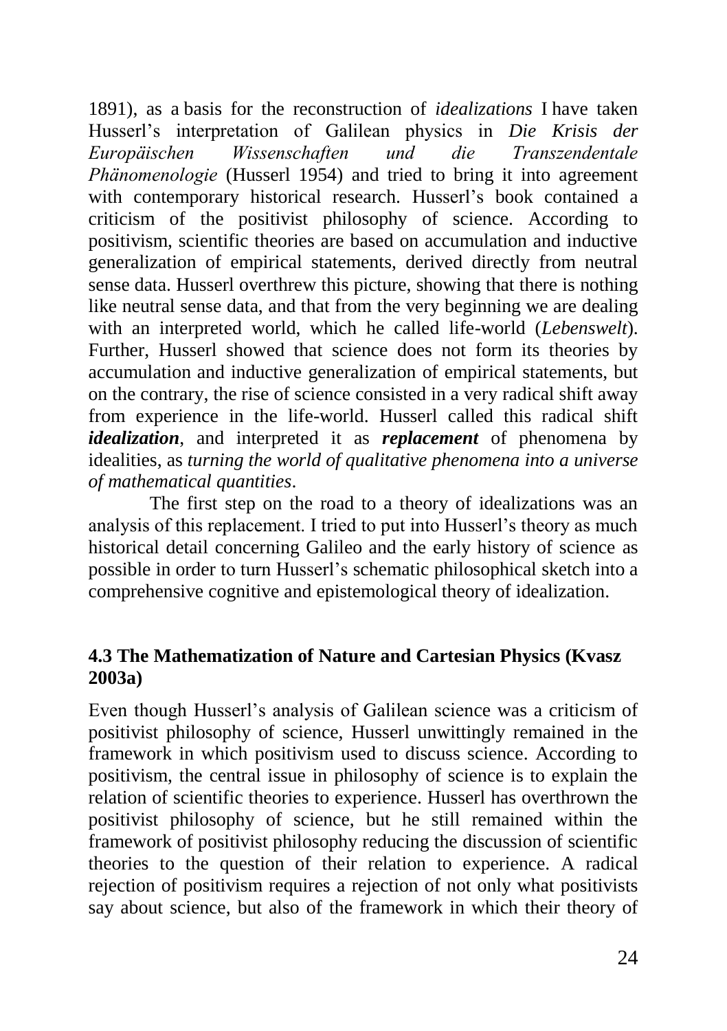1891), as a basis for the reconstruction of *idealizations* I have taken Husserl's interpretation of Galilean physics in *Die Krisis der Europäischen Wissenschaften und die Transzendentale Phänomenologie* (Husserl 1954) and tried to bring it into agreement with contemporary historical research. Husserl's book contained a criticism of the positivist philosophy of science. According to positivism, scientific theories are based on accumulation and inductive generalization of empirical statements, derived directly from neutral sense data. Husserl overthrew this picture, showing that there is nothing like neutral sense data, and that from the very beginning we are dealing with an interpreted world, which he called life-world (*Lebenswelt*). Further, Husserl showed that science does not form its theories by accumulation and inductive generalization of empirical statements, but on the contrary, the rise of science consisted in a very radical shift away from experience in the life-world. Husserl called this radical shift ***idealization***, and interpreted it as ***replacement*** of phenomena by idealities, as *turning the world of qualitative phenomena into a universe of mathematical quantities*.

The first step on the road to a theory of idealizations was an analysis of this replacement. I tried to put into Husserl's theory as much historical detail concerning Galileo and the early history of science as possible in order to turn Husserl's schematic philosophical sketch into a comprehensive cognitive and epistemological theory of idealization.

### 4.3 The Mathematization of Nature and Cartesian Physics (Kvasz 2003a)

Even though Husserl's analysis of Galilean science was a criticism of positivist philosophy of science, Husserl unwittingly remained in the framework in which positivism used to discuss science. According to positivism, the central issue in philosophy of science is to explain the relation of scientific theories to experience. Husserl has overthrown the positivist philosophy of science, but he still remained within the framework of positivist philosophy reducing the discussion of scientific theories to the question of their relation to experience. A radical rejection of positivism requires a rejection of not only what positivists say about science, but also of the framework in which their theory of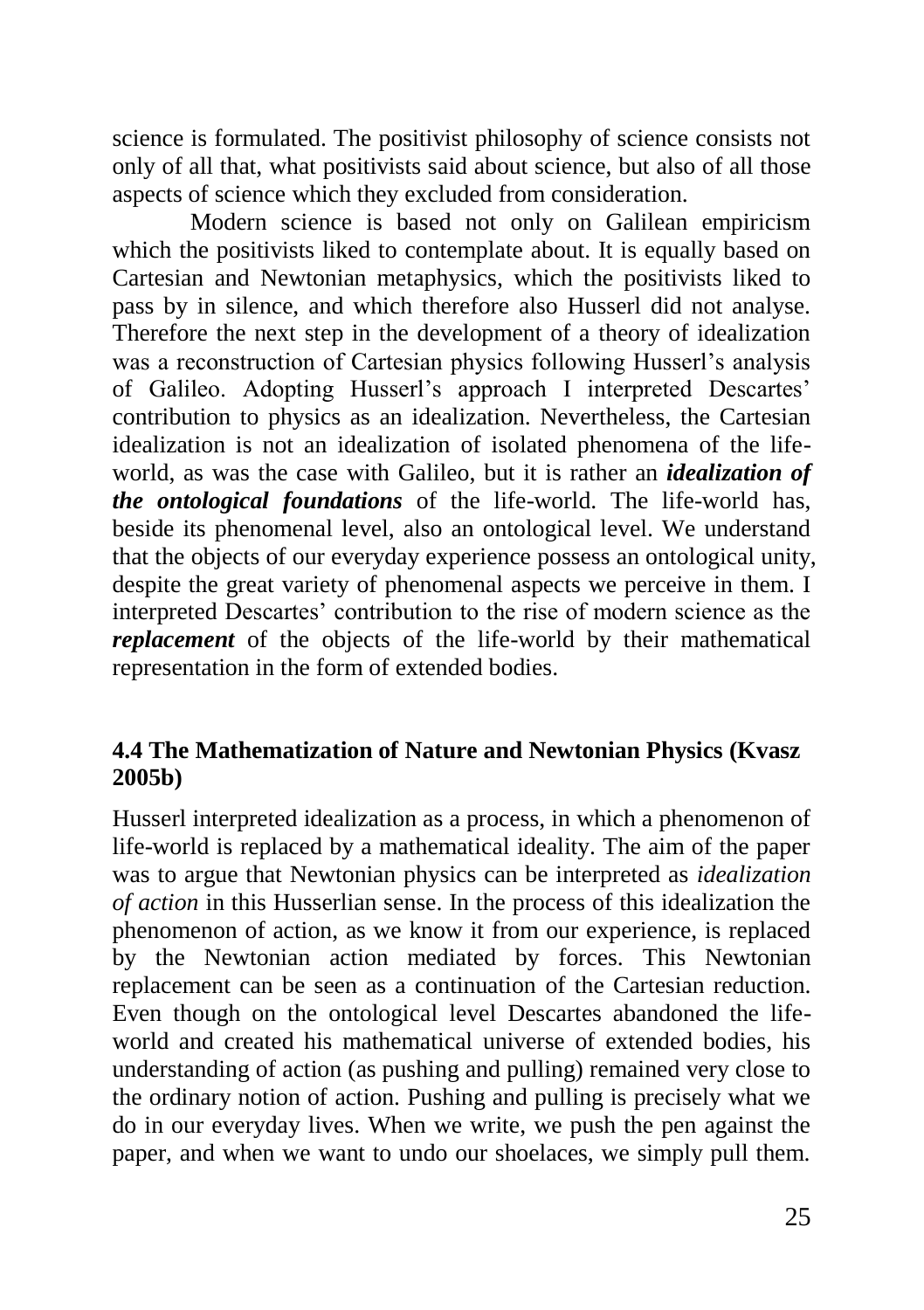science is formulated. The positivist philosophy of science consists not only of all that, what positivists said about science, but also of all those aspects of science which they excluded from consideration.

Modern science is based not only on Galilean empiricism which the positivists liked to contemplate about. It is equally based on Cartesian and Newtonian metaphysics, which the positivists liked to pass by in silence, and which therefore also Husserl did not analyse. Therefore the next step in the development of a theory of idealization was a reconstruction of Cartesian physics following Husserl's analysis of Galileo. Adopting Husserl's approach I interpreted Descartes' contribution to physics as an idealization. Nevertheless, the Cartesian idealization is not an idealization of isolated phenomena of the life-world, as was the case with Galileo, but it is rather an ***idealization of the ontological foundations*** of the life-world. The life-world has, beside its phenomenal level, also an ontological level. We understand that the objects of our everyday experience possess an ontological unity, despite the great variety of phenomenal aspects we perceive in them. I interpreted Descartes' contribution to the rise of modern science as the ***replacement*** of the objects of the life-world by their mathematical representation in the form of extended bodies.

### 4.4 The Mathematization of Nature and Newtonian Physics (Kvasz 2005b)

Husserl interpreted idealization as a process, in which a phenomenon of life-world is replaced by a mathematical ideality. The aim of the paper was to argue that Newtonian physics can be interpreted as *idealization of action* in this Husserlian sense. In the process of this idealization the phenomenon of action, as we know it from our experience, is replaced by the Newtonian action mediated by forces. This Newtonian replacement can be seen as a continuation of the Cartesian reduction. Even though on the ontological level Descartes abandoned the life-world and created his mathematical universe of extended bodies, his understanding of action (as pushing and pulling) remained very close to the ordinary notion of action. Pushing and pulling is precisely what we do in our everyday lives. When we write, we push the pen against the paper, and when we want to undo our shoelaces, we simply pull them.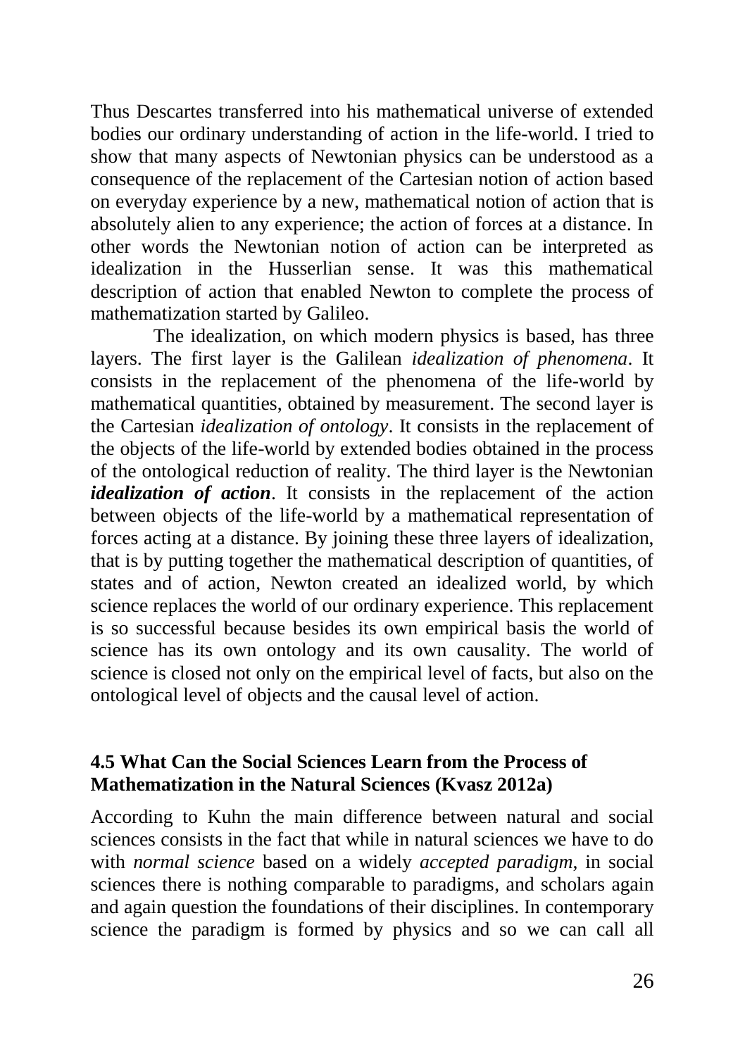Thus Descartes transferred into his mathematical universe of extended bodies our ordinary understanding of action in the life-world. I tried to show that many aspects of Newtonian physics can be understood as a consequence of the replacement of the Cartesian notion of action based on everyday experience by a new, mathematical notion of action that is absolutely alien to any experience; the action of forces at a distance. In other words the Newtonian notion of action can be interpreted as idealization in the Husserlian sense. It was this mathematical description of action that enabled Newton to complete the process of mathematization started by Galileo.

The idealization, on which modern physics is based, has three layers. The first layer is the Galilean *idealization of phenomena*. It consists in the replacement of the phenomena of the life-world by mathematical quantities, obtained by measurement. The second layer is the Cartesian *idealization of ontology*. It consists in the replacement of the objects of the life-world by extended bodies obtained in the process of the ontological reduction of reality. The third layer is the Newtonian ***idealization of action***. It consists in the replacement of the action between objects of the life-world by a mathematical representation of forces acting at a distance. By joining these three layers of idealization, that is by putting together the mathematical description of quantities, of states and of action, Newton created an idealized world, by which science replaces the world of our ordinary experience. This replacement is so successful because besides its own empirical basis the world of science has its own ontology and its own causality. The world of science is closed not only on the empirical level of facts, but also on the ontological level of objects and the causal level of action.

### 4.5 What Can the Social Sciences Learn from the Process of Mathematization in the Natural Sciences (Kvasz 2012a)

According to Kuhn the main difference between natural and social sciences consists in the fact that while in natural sciences we have to do with *normal science* based on a widely *accepted paradigm*, in social sciences there is nothing comparable to paradigms, and scholars again and again question the foundations of their disciplines. In contemporary science the paradigm is formed by physics and so we can call all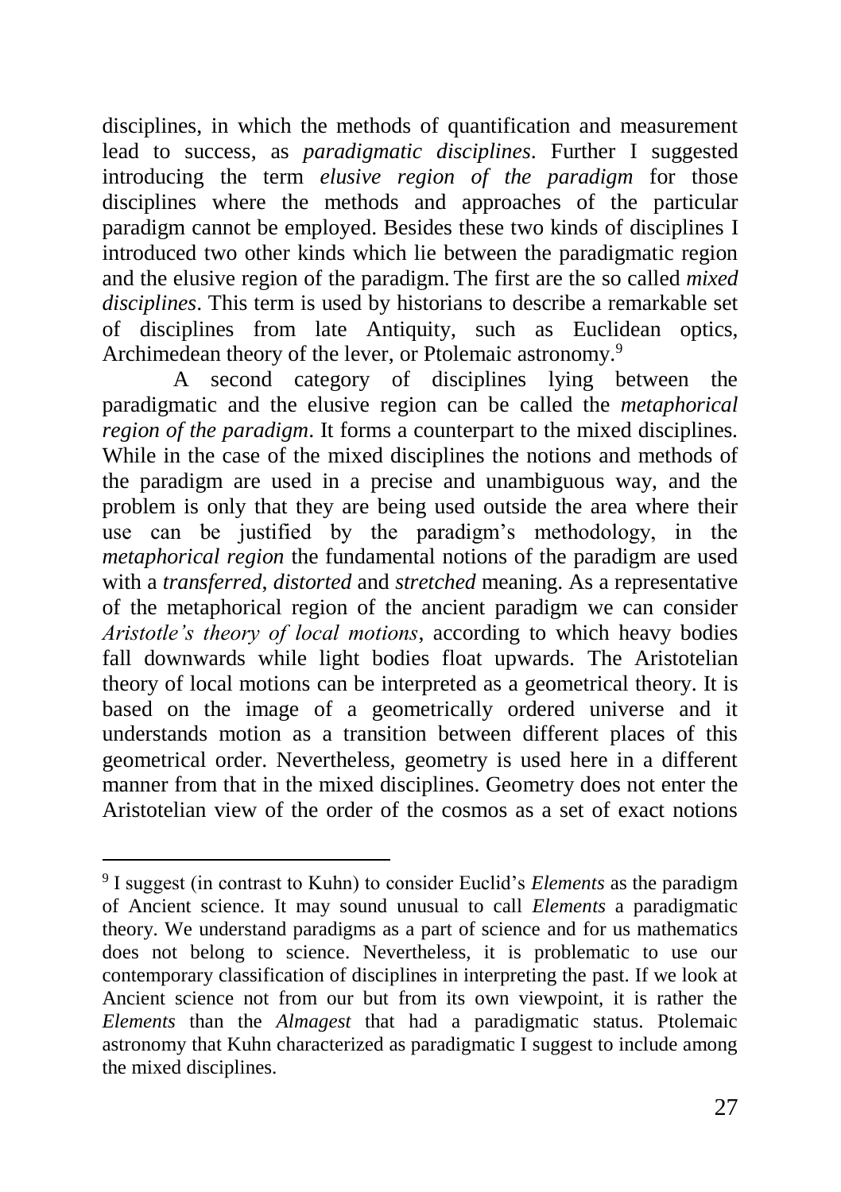disciplines, in which the methods of quantification and measurement lead to success, as *paradigmatic disciplines*. Further I suggested introducing the term *elusive region of the paradigm* for those disciplines where the methods and approaches of the particular paradigm cannot be employed. Besides these two kinds of disciplines I introduced two other kinds which lie between the paradigmatic region and the elusive region of the paradigm. The first are the so called *mixed disciplines*. This term is used by historians to describe a remarkable set of disciplines from late Antiquity, such as Euclidean optics, Archimedean theory of the lever, or Ptolemaic astronomy.[9]

A second category of disciplines lying between the paradigmatic and the elusive region can be called the *metaphorical region of the paradigm*. It forms a counterpart to the mixed disciplines. While in the case of the mixed disciplines the notions and methods of the paradigm are used in a precise and unambiguous way, and the problem is only that they are being used outside the area where their use can be justified by the paradigm's methodology, in the *metaphorical region* the fundamental notions of the paradigm are used with a *transferred*, *distorted* and *stretched* meaning. As a representative of the metaphorical region of the ancient paradigm we can consider *Aristotle's theory of local motions*, according to which heavy bodies fall downwards while light bodies float upwards. The Aristotelian theory of local motions can be interpreted as a geometrical theory. It is based on the image of a geometrically ordered universe and it understands motion as a transition between different places of this geometrical order. Nevertheless, geometry is used here in a different manner from that in the mixed disciplines. Geometry does not enter the Aristotelian view of the order of the cosmos as a set of exact notions

---

[9] I suggest (in contrast to Kuhn) to consider Euclid's *Elements* as the paradigm of Ancient science. It may sound unusual to call *Elements* a paradigmatic theory. We understand paradigms as a part of science and for us mathematics does not belong to science. Nevertheless, it is problematic to use our contemporary classification of disciplines in interpreting the past. If we look at Ancient science not from our but from its own viewpoint, it is rather the *Elements* than the *Almagest* that had a paradigmatic status. Ptolemaic astronomy that Kuhn characterized as paradigmatic I suggest to include among the mixed disciplines.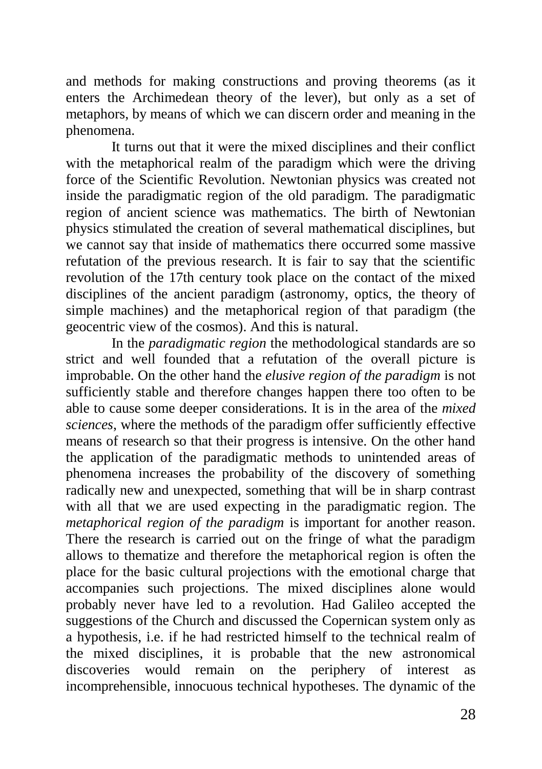and methods for making constructions and proving theorems (as it enters the Archimedean theory of the lever), but only as a set of metaphors, by means of which we can discern order and meaning in the phenomena.

It turns out that it were the mixed disciplines and their conflict with the metaphorical realm of the paradigm which were the driving force of the Scientific Revolution. Newtonian physics was created not inside the paradigmatic region of the old paradigm. The paradigmatic region of ancient science was mathematics. The birth of Newtonian physics stimulated the creation of several mathematical disciplines, but we cannot say that inside of mathematics there occurred some massive refutation of the previous research. It is fair to say that the scientific revolution of the 17th century took place on the contact of the mixed disciplines of the ancient paradigm (astronomy, optics, the theory of simple machines) and the metaphorical region of that paradigm (the geocentric view of the cosmos). And this is natural.

In the *paradigmatic region* the methodological standards are so strict and well founded that a refutation of the overall picture is improbable. On the other hand the *elusive region of the paradigm* is not sufficiently stable and therefore changes happen there too often to be able to cause some deeper considerations. It is in the area of the *mixed sciences*, where the methods of the paradigm offer sufficiently effective means of research so that their progress is intensive. On the other hand the application of the paradigmatic methods to unintended areas of phenomena increases the probability of the discovery of something radically new and unexpected, something that will be in sharp contrast with all that we are used expecting in the paradigmatic region. The *metaphorical region of the paradigm* is important for another reason. There the research is carried out on the fringe of what the paradigm allows to thematize and therefore the metaphorical region is often the place for the basic cultural projections with the emotional charge that accompanies such projections. The mixed disciplines alone would probably never have led to a revolution. Had Galileo accepted the suggestions of the Church and discussed the Copernican system only as a hypothesis, i.e. if he had restricted himself to the technical realm of the mixed disciplines, it is probable that the new astronomical discoveries would remain on the periphery of interest as incomprehensible, innocuous technical hypotheses. The dynamic of the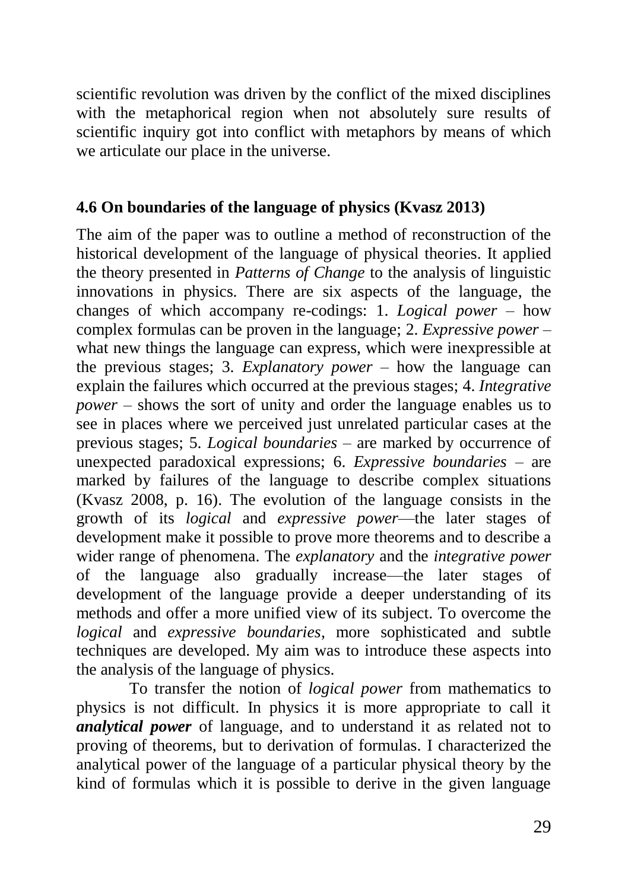scientific revolution was driven by the conflict of the mixed disciplines with the metaphorical region when not absolutely sure results of scientific inquiry got into conflict with metaphors by means of which we articulate our place in the universe.

### 4.6 On boundaries of the language of physics (Kvasz 2013)

The aim of the paper was to outline a method of reconstruction of the historical development of the language of physical theories. It applied the theory presented in *Patterns of Change* to the analysis of linguistic innovations in physics. There are six aspects of the language, the changes of which accompany re-codings: 1. *Logical power* – how complex formulas can be proven in the language; 2. *Expressive power* – what new things the language can express, which were inexpressible at the previous stages; 3. *Explanatory power* – how the language can explain the failures which occurred at the previous stages; 4. *Integrative power* – shows the sort of unity and order the language enables us to see in places where we perceived just unrelated particular cases at the previous stages; 5. *Logical boundaries* – are marked by occurrence of unexpected paradoxical expressions; 6. *Expressive boundaries* – are marked by failures of the language to describe complex situations (Kvasz 2008, p. 16). The evolution of the language consists in the growth of its *logical* and *expressive power*—the later stages of development make it possible to prove more theorems and to describe a wider range of phenomena. The *explanatory* and the *integrative power* of the language also gradually increase—the later stages of development of the language provide a deeper understanding of its methods and offer a more unified view of its subject. To overcome the *logical* and *expressive boundaries*, more sophisticated and subtle techniques are developed. My aim was to introduce these aspects into the analysis of the language of physics.

To transfer the notion of *logical power* from mathematics to physics is not difficult. In physics it is more appropriate to call it ***analytical power*** of language, and to understand it as related not to proving of theorems, but to derivation of formulas. I characterized the analytical power of the language of a particular physical theory by the kind of formulas which it is possible to derive in the given language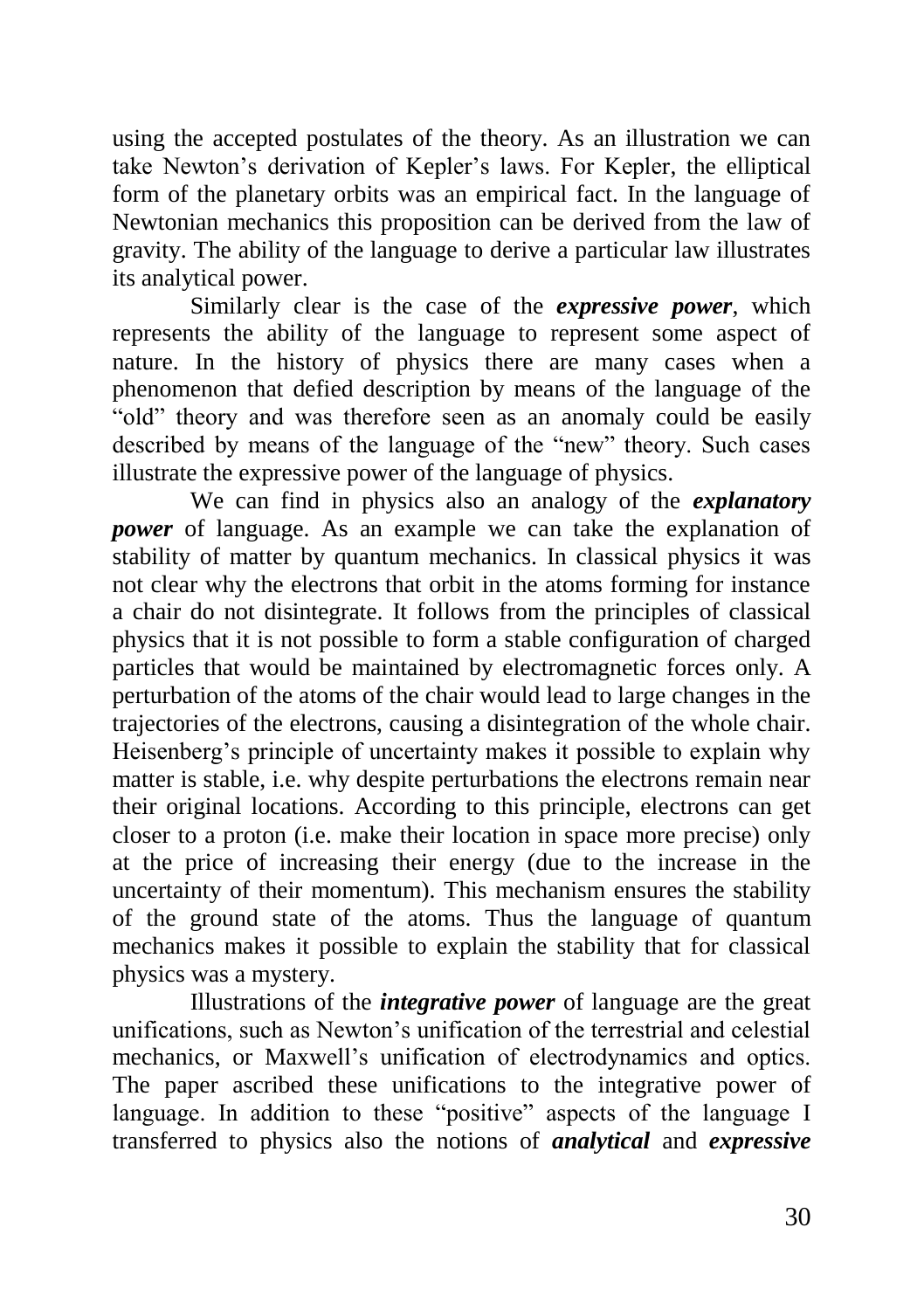using the accepted postulates of the theory. As an illustration we can take Newton's derivation of Kepler's laws. For Kepler, the elliptical form of the planetary orbits was an empirical fact. In the language of Newtonian mechanics this proposition can be derived from the law of gravity. The ability of the language to derive a particular law illustrates its analytical power.

Similarly clear is the case of the ***expressive power***, which represents the ability of the language to represent some aspect of nature. In the history of physics there are many cases when a phenomenon that defied description by means of the language of the "old" theory and was therefore seen as an anomaly could be easily described by means of the language of the "new" theory. Such cases illustrate the expressive power of the language of physics.

We can find in physics also an analogy of the ***explanatory power*** of language. As an example we can take the explanation of stability of matter by quantum mechanics. In classical physics it was not clear why the electrons that orbit in the atoms forming for instance a chair do not disintegrate. It follows from the principles of classical physics that it is not possible to form a stable configuration of charged particles that would be maintained by electromagnetic forces only. A perturbation of the atoms of the chair would lead to large changes in the trajectories of the electrons, causing a disintegration of the whole chair. Heisenberg's principle of uncertainty makes it possible to explain why matter is stable, i.e. why despite perturbations the electrons remain near their original locations. According to this principle, electrons can get closer to a proton (i.e. make their location in space more precise) only at the price of increasing their energy (due to the increase in the uncertainty of their momentum). This mechanism ensures the stability of the ground state of the atoms. Thus the language of quantum mechanics makes it possible to explain the stability that for classical physics was a mystery.

Illustrations of the ***integrative power*** of language are the great unifications, such as Newton's unification of the terrestrial and celestial mechanics, or Maxwell's unification of electrodynamics and optics. The paper ascribed these unifications to the integrative power of language. In addition to these "positive" aspects of the language I transferred to physics also the notions of ***analytical*** and ***expressive***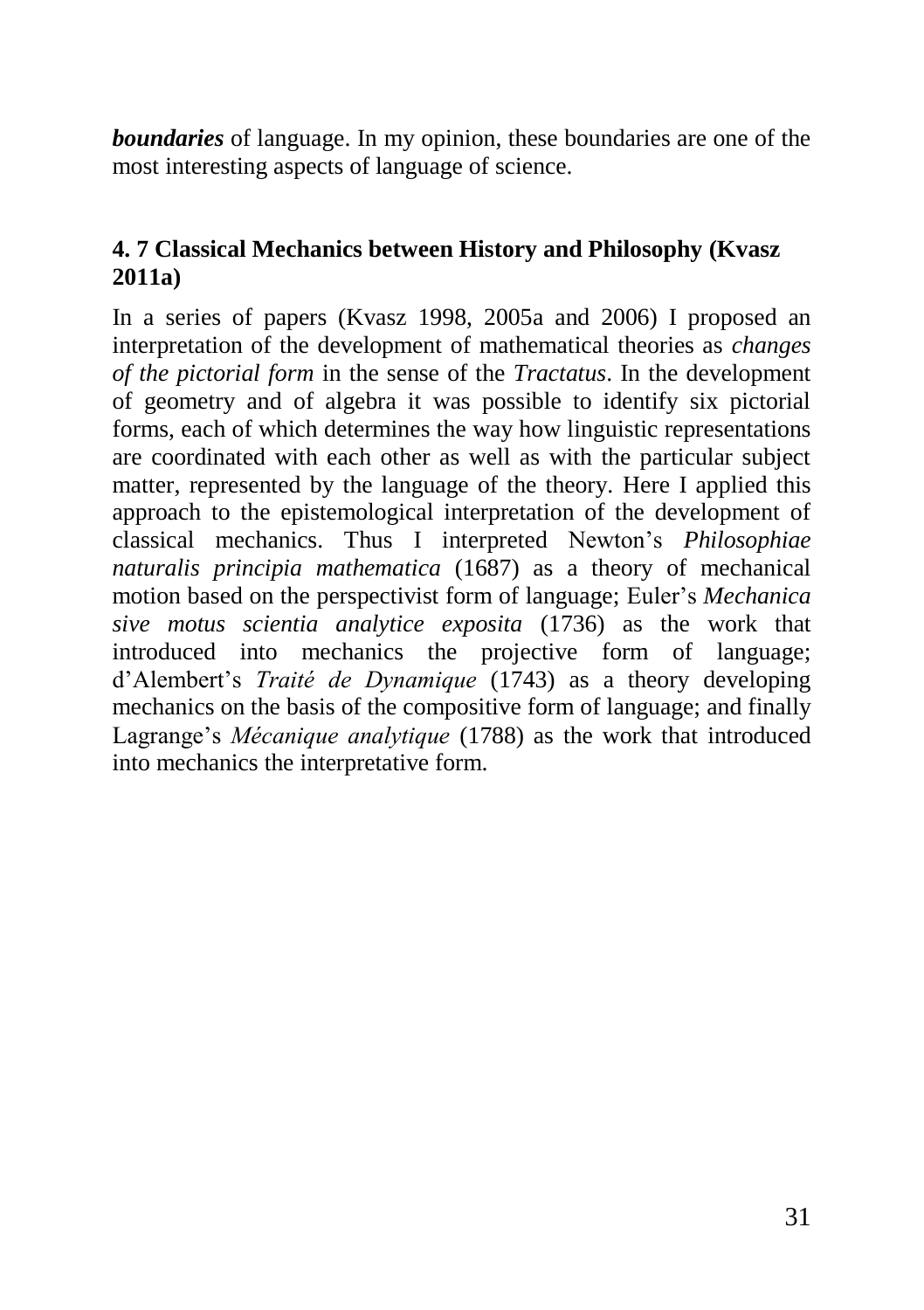***boundaries*** of language. In my opinion, these boundaries are one of the most interesting aspects of language of science.

### 4. 7 Classical Mechanics between History and Philosophy (Kvasz 2011a)

In a series of papers (Kvasz 1998, 2005a and 2006) I proposed an interpretation of the development of mathematical theories as *changes of the pictorial form* in the sense of the *Tractatus*. In the development of geometry and of algebra it was possible to identify six pictorial forms, each of which determines the way how linguistic representations are coordinated with each other as well as with the particular subject matter, represented by the language of the theory. Here I applied this approach to the epistemological interpretation of the development of classical mechanics. Thus I interpreted Newton's *Philosophiae naturalis principia mathematica* (1687) as a theory of mechanical motion based on the perspectivist form of language; Euler's *Mechanica sive motus scientia analytice exposita* (1736) as the work that introduced into mechanics the projective form of language; d'Alembert's *Traité de Dynamique* (1743) as a theory developing mechanics on the basis of the compositive form of language; and finally Lagrange's *Mécanique analytique* (1788) as the work that introduced into mechanics the interpretative form.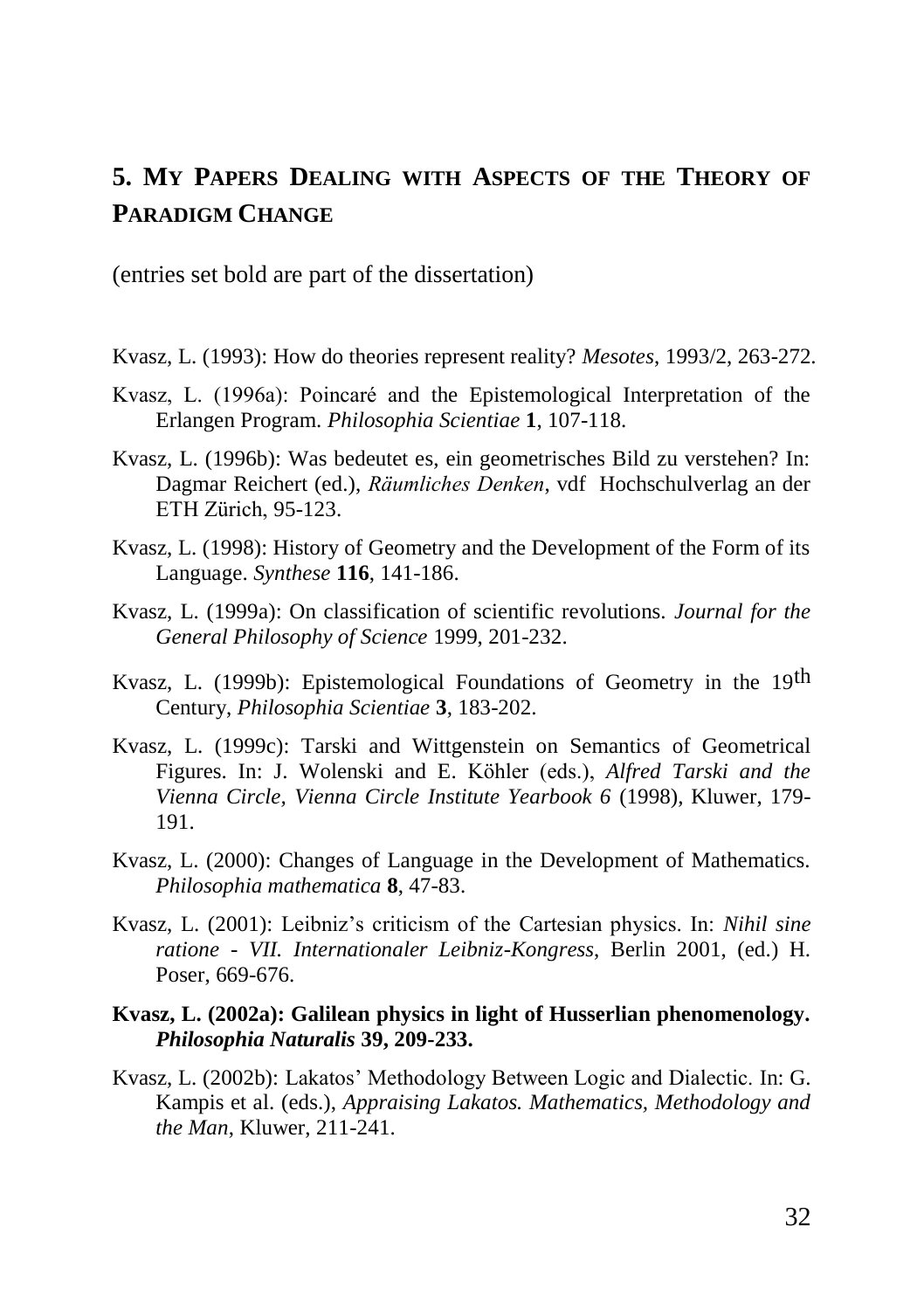## 5. My Papers Dealing with Aspects of the Theory of Paradigm Change

(entries set bold are part of the dissertation)

Kvasz, L. (1993): How do theories represent reality? *Mesotes*, 1993/2, 263-272.

Kvasz, L. (1996a): Poincaré and the Epistemological Interpretation of the Erlangen Program. *Philosophia Scientiae* **1**, 107-118.

Kvasz, L. (1996b): Was bedeutet es, ein geometrisches Bild zu verstehen? In: Dagmar Reichert (ed.), *Räumliches Denken*, vdf Hochschulverlag an der ETH Zürich, 95-123.

Kvasz, L. (1998): History of Geometry and the Development of the Form of its Language. *Synthese* **116**, 141-186.

Kvasz, L. (1999a): On classification of scientific revolutions. *Journal for the General Philosophy of Science* 1999, 201-232.

Kvasz, L. (1999b): Epistemological Foundations of Geometry in the 19th Century, *Philosophia Scientiae* **3**, 183-202.

Kvasz, L. (1999c): Tarski and Wittgenstein on Semantics of Geometrical Figures. In: J. Wolenski and E. Köhler (eds.), *Alfred Tarski and the Vienna Circle, Vienna Circle Institute Yearbook 6* (1998), Kluwer, 179-191.

Kvasz, L. (2000): Changes of Language in the Development of Mathematics. *Philosophia mathematica* **8**, 47-83.

Kvasz, L. (2001): Leibniz's criticism of the Cartesian physics. In: *Nihil sine ratione - VII. Internationaler Leibniz-Kongress*, Berlin 2001, (ed.) H. Poser, 669-676.

**Kvasz, L. (2002a): Galilean physics in light of Husserlian phenomenology. *Philosophia Naturalis* 39, 209-233.**

Kvasz, L. (2002b): Lakatos' Methodology Between Logic and Dialectic. In: G. Kampis et al. (eds.), *Appraising Lakatos. Mathematics, Methodology and the Man*, Kluwer, 211-241.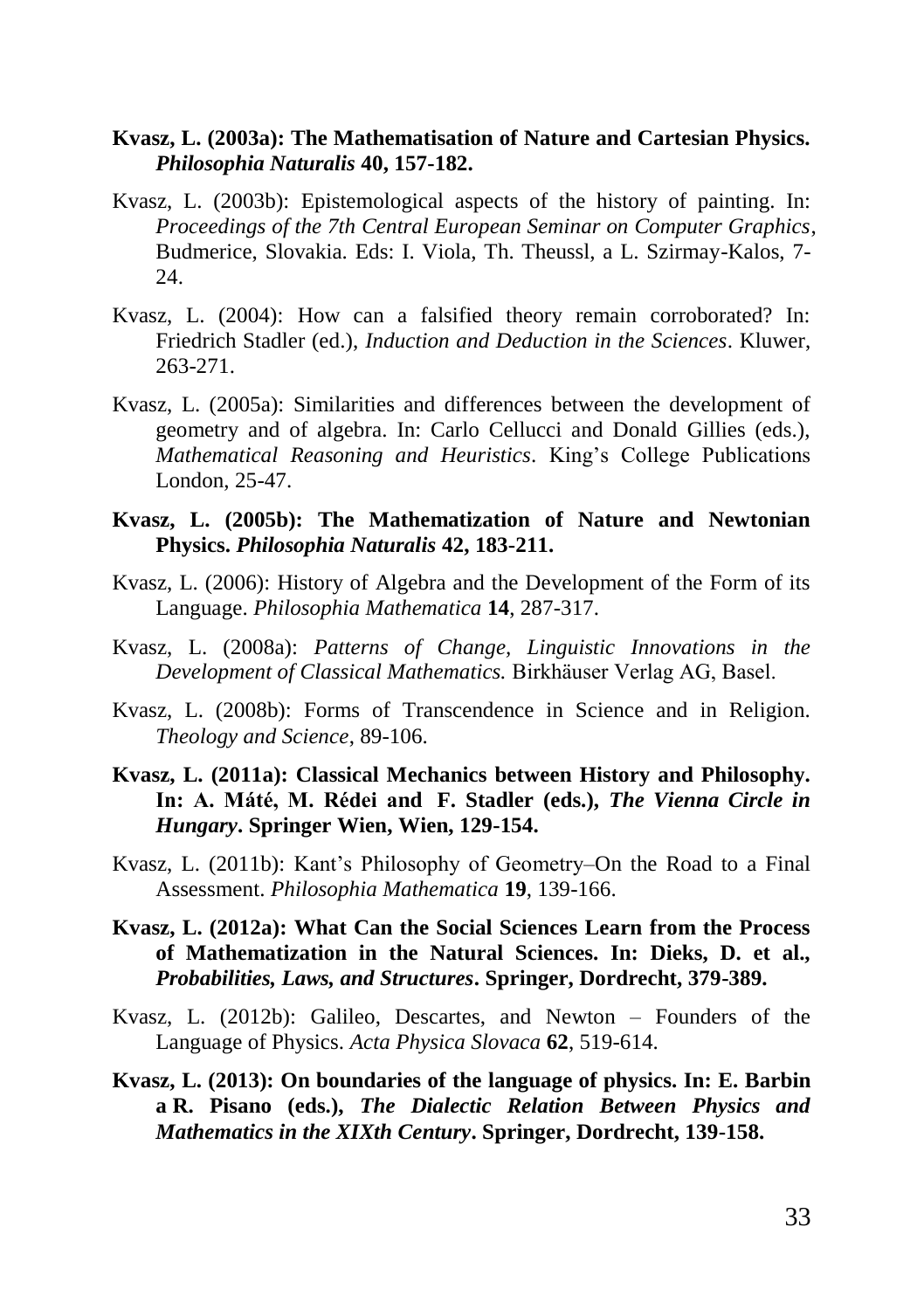**Kvasz, L. (2003a): The Mathematisation of Nature and Cartesian Physics. *Philosophia Naturalis* 40, 157-182.**

Kvasz, L. (2003b): Epistemological aspects of the history of painting. In: *Proceedings of the 7th Central European Seminar on Computer Graphics*, Budmerice, Slovakia. Eds: I. Viola, Th. Theussl, a L. Szirmay-Kalos, 7-24.

Kvasz, L. (2004): How can a falsified theory remain corroborated? In: Friedrich Stadler (ed.), *Induction and Deduction in the Sciences*. Kluwer, 263-271.

Kvasz, L. (2005a): Similarities and differences between the development of geometry and of algebra. In: Carlo Cellucci and Donald Gillies (eds.), *Mathematical Reasoning and Heuristics*. King's College Publications London, 25-47.

**Kvasz, L. (2005b): The Mathematization of Nature and Newtonian Physics. *Philosophia Naturalis* 42, 183-211.**

Kvasz, L. (2006): History of Algebra and the Development of the Form of its Language. *Philosophia Mathematica* **14**, 287-317.

Kvasz, L. (2008a): *Patterns of Change, Linguistic Innovations in the Development of Classical Mathematics.* Birkhäuser Verlag AG, Basel.

Kvasz, L. (2008b): Forms of Transcendence in Science and in Religion. *Theology and Science*, 89-106.

**Kvasz, L. (2011a): Classical Mechanics between History and Philosophy. In: A. Máté, M. Rédei and F. Stadler (eds.), *The Vienna Circle in Hungary*. Springer Wien, Wien, 129-154.**

Kvasz, L. (2011b): Kant's Philosophy of Geometry–On the Road to a Final Assessment. *Philosophia Mathematica* **19**, 139-166.

**Kvasz, L. (2012a): What Can the Social Sciences Learn from the Process of Mathematization in the Natural Sciences. In: Dieks, D. et al., *Probabilities, Laws, and Structures*. Springer, Dordrecht, 379-389.**

Kvasz, L. (2012b): Galileo, Descartes, and Newton – Founders of the Language of Physics. *Acta Physica Slovaca* **62**, 519-614.

**Kvasz, L. (2013): On boundaries of the language of physics. In: E. Barbin a R. Pisano (eds.), *The Dialectic Relation Between Physics and Mathematics in the XIXth Century*. Springer, Dordrecht, 139-158.**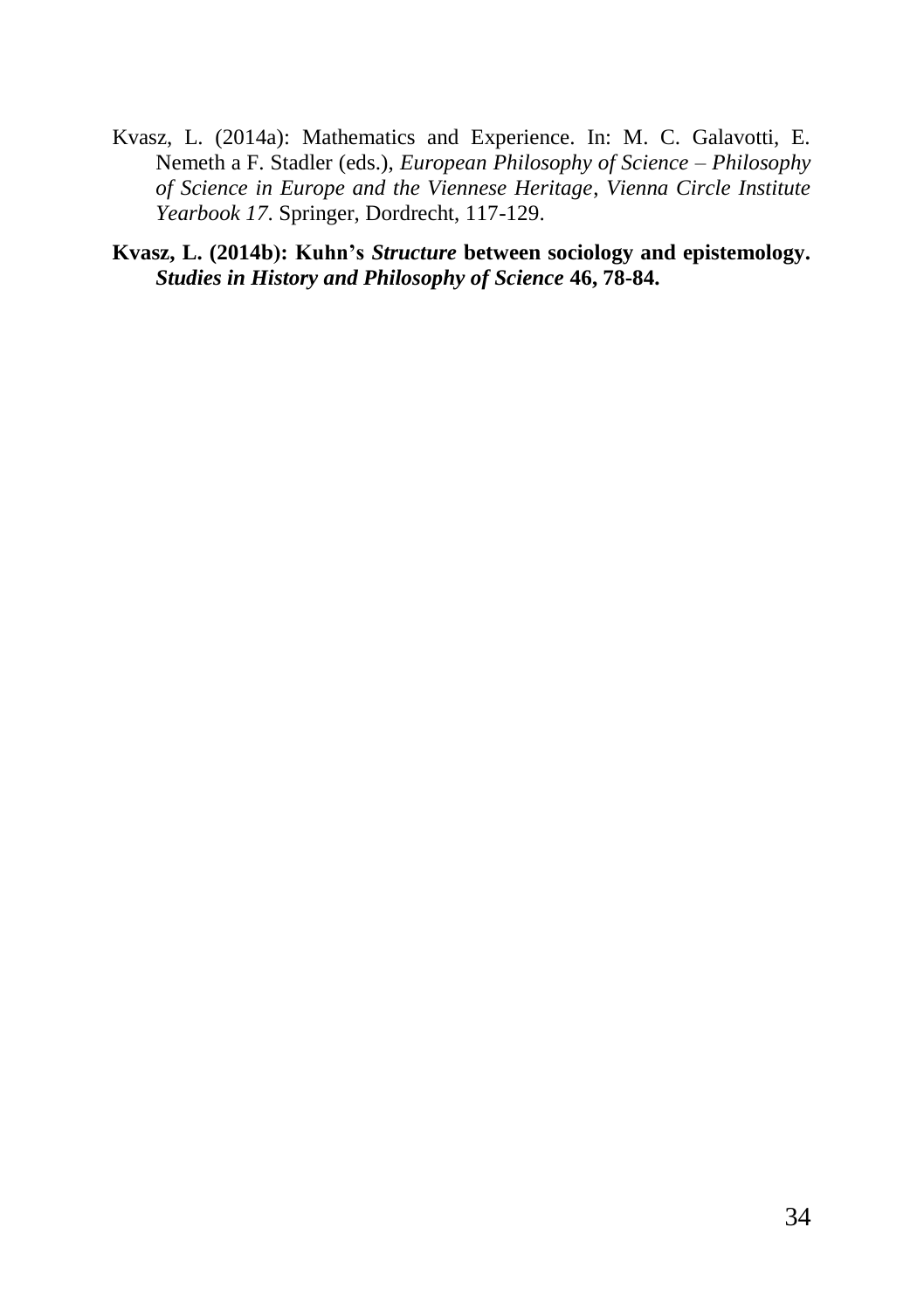Kvasz, L. (2014a): Mathematics and Experience. In: M. C. Galavotti, E. Nemeth a F. Stadler (eds.), *European Philosophy of Science – Philosophy of Science in Europe and the Viennese Heritage*, *Vienna Circle Institute Yearbook 17*. Springer, Dordrecht, 117-129.

**Kvasz, L. (2014b): Kuhn's *Structure* between sociology and epistemology. *Studies in History and Philosophy of Science* 46, 78-84.**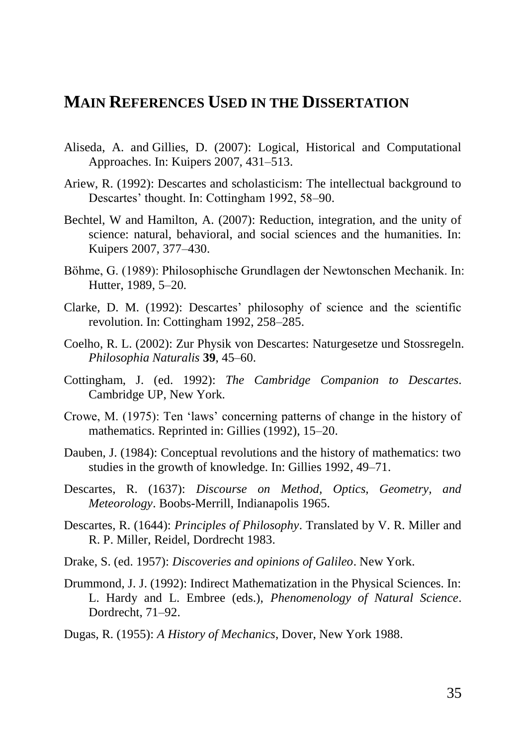## MAIN REFERENCES USED IN THE DISSERTATION

Aliseda, A. and Gillies, D. (2007): Logical, Historical and Computational Approaches. In: Kuipers 2007, 431–513.

Ariew, R. (1992): Descartes and scholasticism: The intellectual background to Descartes' thought. In: Cottingham 1992, 58–90.

Bechtel, W and Hamilton, A. (2007): Reduction, integration, and the unity of science: natural, behavioral, and social sciences and the humanities. In: Kuipers 2007, 377–430.

Böhme, G. (1989): Philosophische Grundlagen der Newtonschen Mechanik. In: Hutter, 1989, 5–20.

Clarke, D. M. (1992): Descartes' philosophy of science and the scientific revolution. In: Cottingham 1992, 258–285.

Coelho, R. L. (2002): Zur Physik von Descartes: Naturgesetze und Stossregeln. *Philosophia Naturalis* **39**, 45–60.

Cottingham, J. (ed. 1992): *The Cambridge Companion to Descartes*. Cambridge UP, New York.

Crowe, M. (1975): Ten 'laws' concerning patterns of change in the history of mathematics. Reprinted in: Gillies (1992), 15–20.

Dauben, J. (1984): Conceptual revolutions and the history of mathematics: two studies in the growth of knowledge. In: Gillies 1992, 49–71.

Descartes, R. (1637): *Discourse on Method, Optics, Geometry, and Meteorology*. Boobs-Merrill, Indianapolis 1965.

Descartes, R. (1644): *Principles of Philosophy*. Translated by V. R. Miller and R. P. Miller, Reidel, Dordrecht 1983.

Drake, S. (ed. 1957): *Discoveries and opinions of Galileo*. New York.

Drummond, J. J. (1992): Indirect Mathematization in the Physical Sciences. In: L. Hardy and L. Embree (eds.), *Phenomenology of Natural Science*. Dordrecht, 71–92.

Dugas, R. (1955): *A History of Mechanics*, Dover, New York 1988.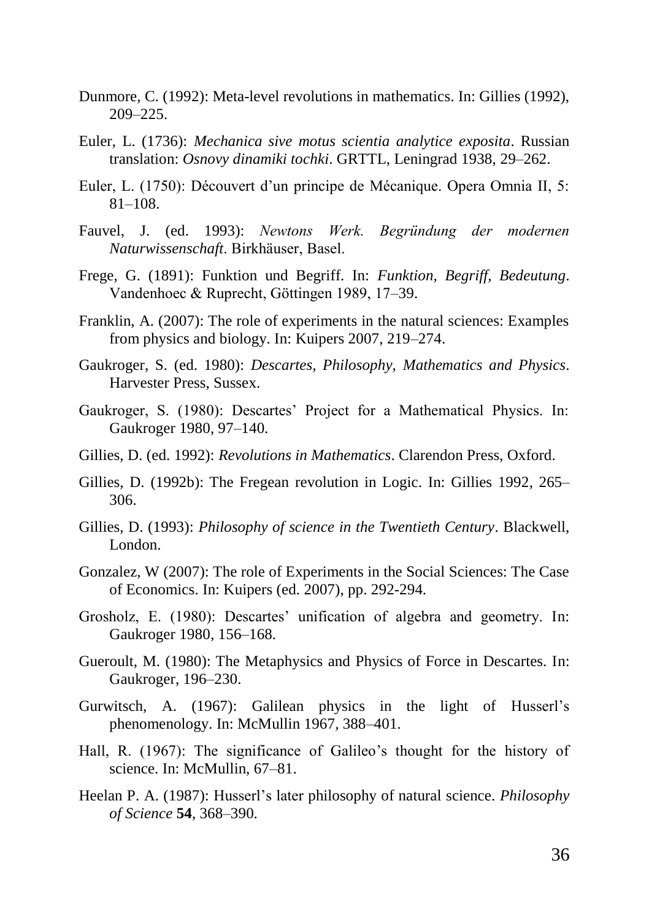Dunmore, C. (1992): Meta-level revolutions in mathematics. In: Gillies (1992), 209–225.

Euler, L. (1736): *Mechanica sive motus scientia analytice exposita*. Russian translation: *Osnovy dinamiki tochki*. GRTTL, Leningrad 1938, 29–262.

Euler, L. (1750): Découvert d'un principe de Mécanique. Opera Omnia II, 5: 81–108.

Fauvel, J. (ed. 1993): *Newtons Werk. Begründung der modernen Naturwissenschaft*. Birkhäuser, Basel.

Frege, G. (1891): Funktion und Begriff. In: *Funktion, Begriff, Bedeutung*. Vandenhoec & Ruprecht, Göttingen 1989, 17–39.

Franklin, A. (2007): The role of experiments in the natural sciences: Examples from physics and biology. In: Kuipers 2007, 219–274.

Gaukroger, S. (ed. 1980): *Descartes, Philosophy, Mathematics and Physics*. Harvester Press, Sussex.

Gaukroger, S. (1980): Descartes' Project for a Mathematical Physics. In: Gaukroger 1980, 97–140.

Gillies, D. (ed. 1992): *Revolutions in Mathematics*. Clarendon Press, Oxford.

Gillies, D. (1992b): The Fregean revolution in Logic. In: Gillies 1992, 265–306.

Gillies, D. (1993): *Philosophy of science in the Twentieth Century*. Blackwell, London.

Gonzalez, W (2007): The role of Experiments in the Social Sciences: The Case of Economics. In: Kuipers (ed. 2007), pp. 292-294.

Grosholz, E. (1980): Descartes' unification of algebra and geometry. In: Gaukroger 1980, 156–168.

Gueroult, M. (1980): The Metaphysics and Physics of Force in Descartes. In: Gaukroger, 196–230.

Gurwitsch, A. (1967): Galilean physics in the light of Husserl's phenomenology. In: McMullin 1967, 388–401.

Hall, R. (1967): The significance of Galileo's thought for the history of science. In: McMullin, 67–81.

Heelan P. A. (1987): Husserl's later philosophy of natural science. *Philosophy of Science* **54**, 368–390.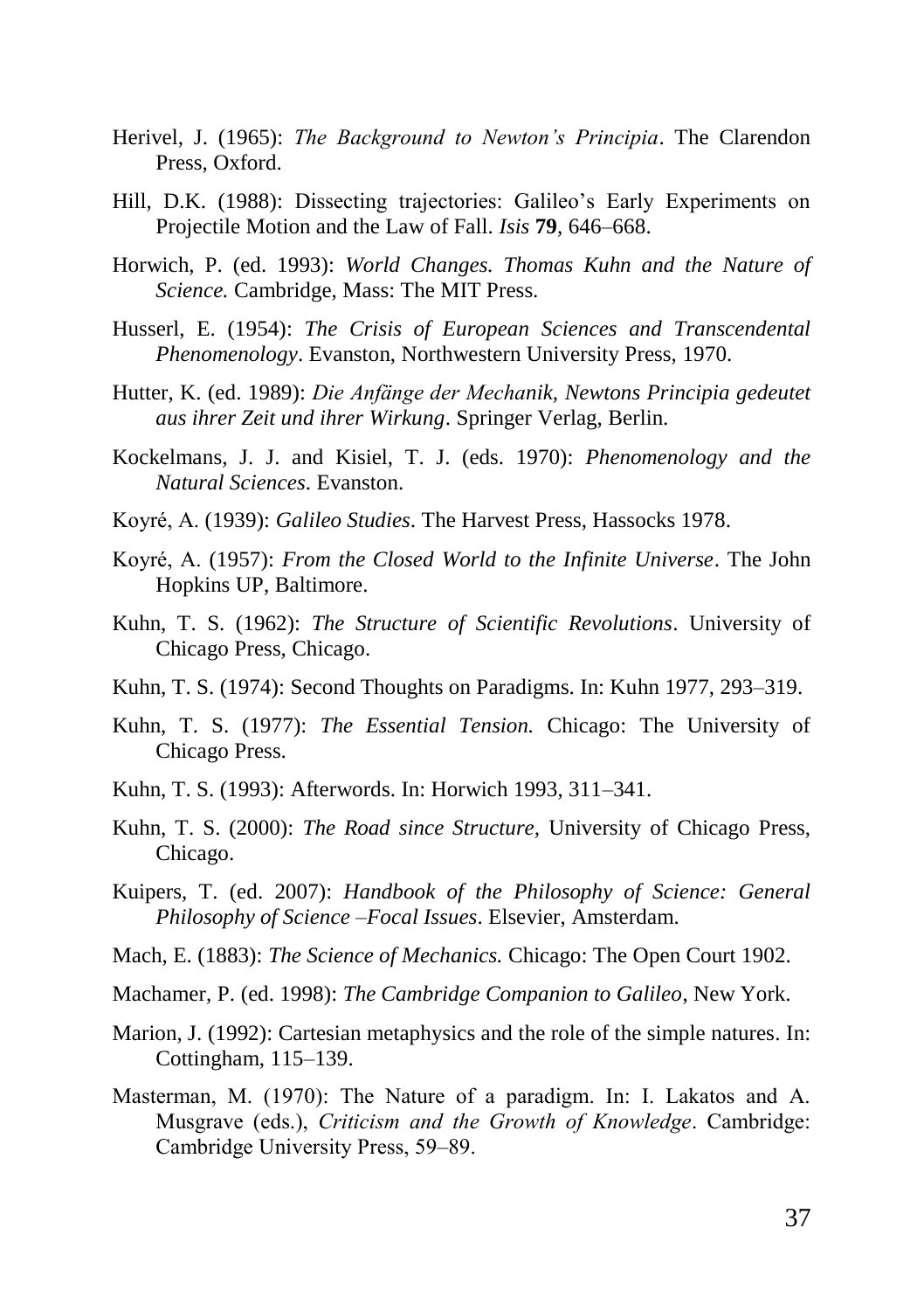Herivel, J. (1965): *The Background to Newton's Principia*. The Clarendon Press, Oxford.

Hill, D.K. (1988): Dissecting trajectories: Galileo's Early Experiments on Projectile Motion and the Law of Fall. *Isis* **79**, 646–668.

Horwich, P. (ed. 1993): *World Changes. Thomas Kuhn and the Nature of Science.* Cambridge, Mass: The MIT Press.

Husserl, E. (1954): *The Crisis of European Sciences and Transcendental Phenomenology*. Evanston, Northwestern University Press, 1970.

Hutter, K. (ed. 1989): *Die Anfänge der Mechanik, Newtons Principia gedeutet aus ihrer Zeit und ihrer Wirkung*. Springer Verlag, Berlin.

Kockelmans, J. J. and Kisiel, T. J. (eds. 1970): *Phenomenology and the Natural Sciences*. Evanston.

Koyré, A. (1939): *Galileo Studies*. The Harvest Press, Hassocks 1978.

Koyré, A. (1957): *From the Closed World to the Infinite Universe*. The John Hopkins UP, Baltimore.

Kuhn, T. S. (1962): *The Structure of Scientific Revolutions*. University of Chicago Press, Chicago.

Kuhn, T. S. (1974): Second Thoughts on Paradigms. In: Kuhn 1977, 293–319.

Kuhn, T. S. (1977): *The Essential Tension.* Chicago: The University of Chicago Press.

Kuhn, T. S. (1993): Afterwords. In: Horwich 1993, 311–341.

Kuhn, T. S. (2000): *The Road since Structure,* University of Chicago Press, Chicago.

Kuipers, T. (ed. 2007): *Handbook of the Philosophy of Science: General Philosophy of Science –Focal Issues*. Elsevier, Amsterdam.

Mach, E. (1883): *The Science of Mechanics.* Chicago: The Open Court 1902.

Machamer, P. (ed. 1998): *The Cambridge Companion to Galileo,* New York.

Marion, J. (1992): Cartesian metaphysics and the role of the simple natures. In: Cottingham, 115–139.

Masterman, M. (1970): The Nature of a paradigm. In: I. Lakatos and A. Musgrave (eds.), *Criticism and the Growth of Knowledge*. Cambridge: Cambridge University Press, 59–89.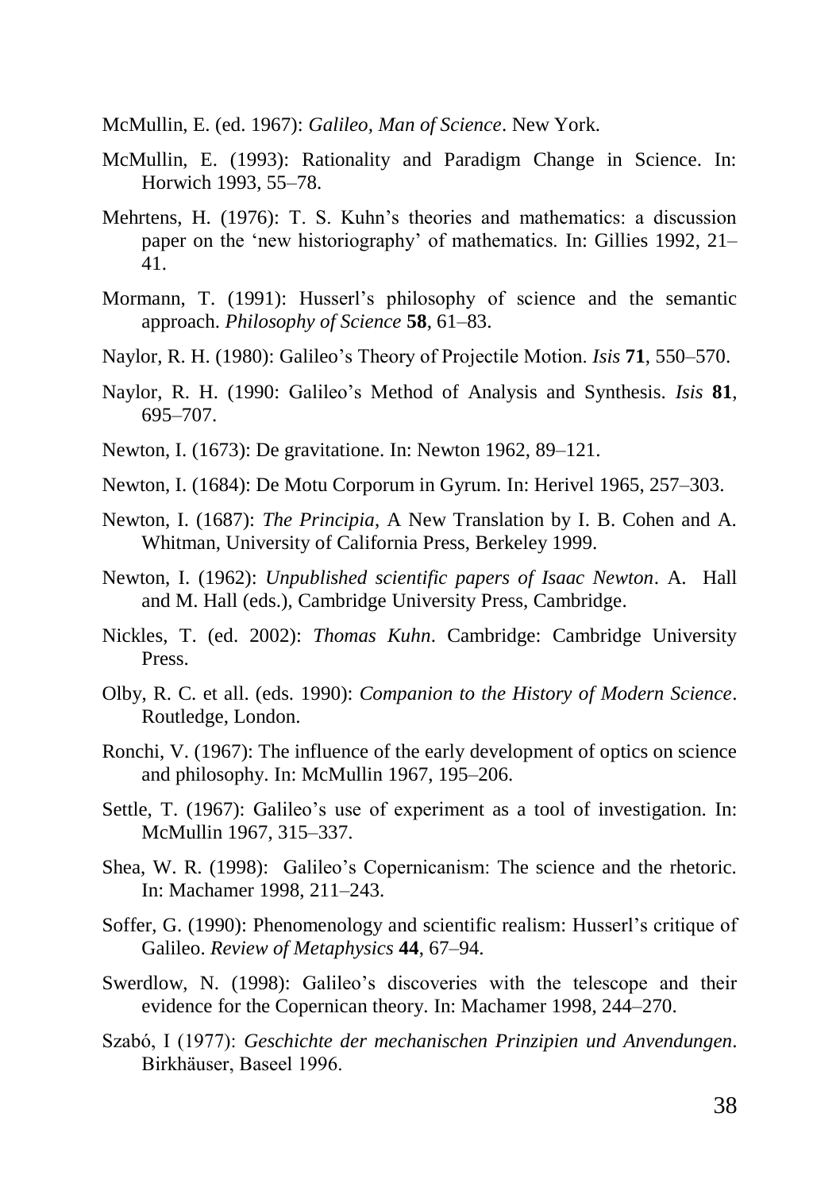McMullin, E. (ed. 1967): *Galileo, Man of Science*. New York.

McMullin, E. (1993): Rationality and Paradigm Change in Science. In: Horwich 1993, 55–78.

Mehrtens, H. (1976): T. S. Kuhn's theories and mathematics: a discussion paper on the 'new historiography' of mathematics. In: Gillies 1992, 21–41.

Mormann, T. (1991): Husserl's philosophy of science and the semantic approach. *Philosophy of Science* **58**, 61–83.

Naylor, R. H. (1980): Galileo's Theory of Projectile Motion. *Isis* **71**, 550–570.

Naylor, R. H. (1990: Galileo's Method of Analysis and Synthesis. *Isis* **81**, 695–707.

Newton, I. (1673): De gravitatione. In: Newton 1962, 89–121.

Newton, I. (1684): De Motu Corporum in Gyrum. In: Herivel 1965, 257–303.

Newton, I. (1687): *The Principia*, A New Translation by I. B. Cohen and A. Whitman, University of California Press, Berkeley 1999.

Newton, I. (1962): *Unpublished scientific papers of Isaac Newton*. A. Hall and M. Hall (eds.), Cambridge University Press, Cambridge.

Nickles, T. (ed. 2002): *Thomas Kuhn*. Cambridge: Cambridge University Press.

Olby, R. C. et all. (eds. 1990): *Companion to the History of Modern Science*. Routledge, London.

Ronchi, V. (1967): The influence of the early development of optics on science and philosophy. In: McMullin 1967, 195–206.

Settle, T. (1967): Galileo's use of experiment as a tool of investigation. In: McMullin 1967, 315–337.

Shea, W. R. (1998): Galileo's Copernicanism: The science and the rhetoric. In: Machamer 1998, 211–243.

Soffer, G. (1990): Phenomenology and scientific realism: Husserl's critique of Galileo. *Review of Metaphysics* **44**, 67–94.

Swerdlow, N. (1998): Galileo's discoveries with the telescope and their evidence for the Copernican theory. In: Machamer 1998, 244–270.

Szabó, I (1977): *Geschichte der mechanischen Prinzipien und Anvendungen*. Birkhäuser, Baseel 1996.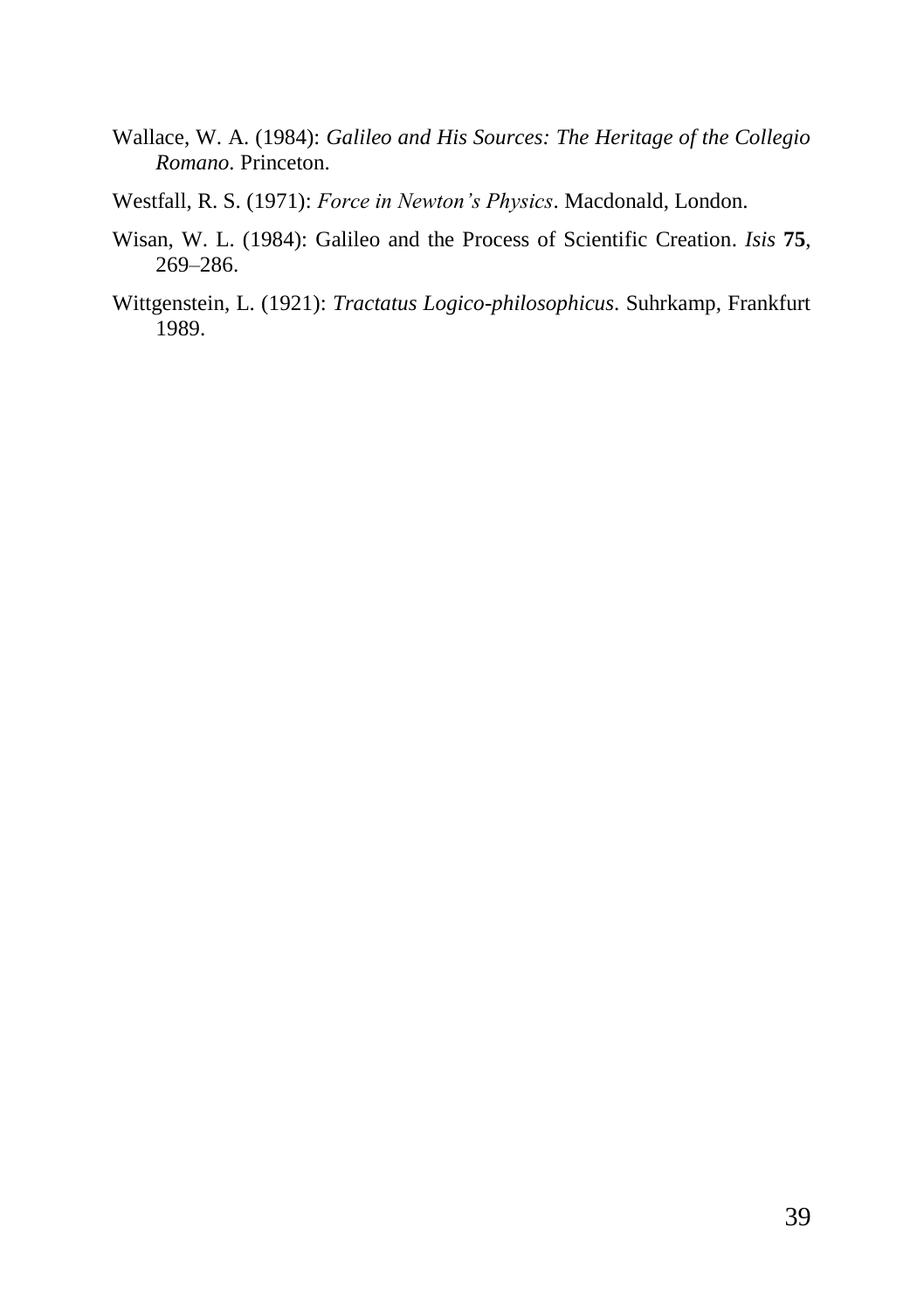Wallace, W. A. (1984): *Galileo and His Sources: The Heritage of the Collegio Romano*. Princeton.

Westfall, R. S. (1971): *Force in Newton's Physics*. Macdonald, London.

Wisan, W. L. (1984): Galileo and the Process of Scientific Creation. *Isis* **75**, 269–286.

Wittgenstein, L. (1921): *Tractatus Logico-philosophicus*. Suhrkamp, Frankfurt 1989.